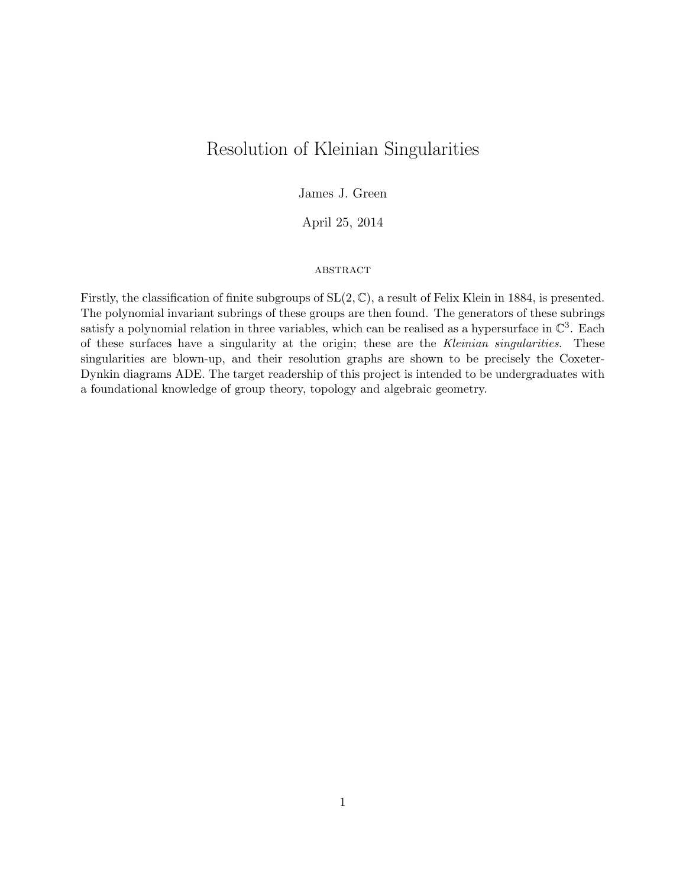# Resolution of Kleinian Singularities

James J. Green

April 25, 2014

ABSTRACT

Firstly, the classification of finite subgroups of $\mathrm{SL}(2, \mathbb{C})$, a result of Felix Klein in 1884, is presented. The polynomial invariant subrings of these groups are then found. The generators of these subrings satisfy a polynomial relation in three variables, which can be realised as a hypersurface in $\mathbb{C}^3$. Each of these surfaces have a singularity at the origin; these are the *Kleinian singularities*. These singularities are blown-up, and their resolution graphs are shown to be precisely the Coxeter-Dynkin diagrams ADE. The target readership of this project is intended to be undergraduates with a foundational knowledge of group theory, topology and algebraic geometry.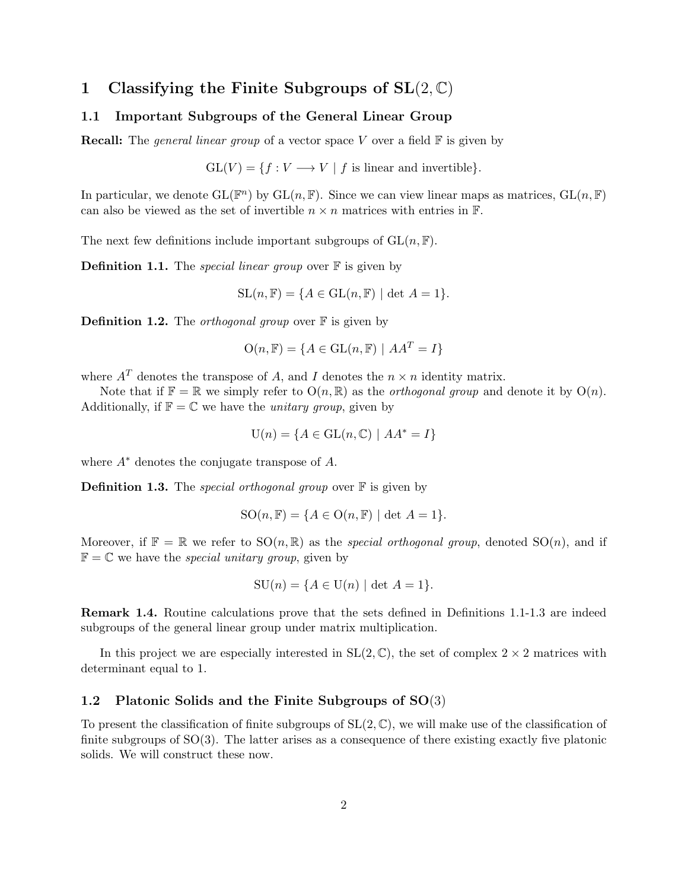# 1 Classifying the Finite Subgroups of SL$(2, \mathbb{C})$

## 1.1 Important Subgroups of the General Linear Group

**Recall:** The *general linear group* of a vector space $V$ over a field $\mathbb{F}$ is given by

$$\text{GL}(V) = \{f : V \longrightarrow V \mid f \text{ is linear and invertible}\}.$$

In particular, we denote $\text{GL}(\mathbb{F}^n)$ by $\text{GL}(n, \mathbb{F})$. Since we can view linear maps as matrices, $\text{GL}(n, \mathbb{F})$ can also be viewed as the set of invertible $n \times n$ matrices with entries in $\mathbb{F}$.

The next few definitions include important subgroups of $\text{GL}(n, \mathbb{F})$.

**Definition 1.1.** The *special linear group* over $\mathbb{F}$ is given by

$$\text{SL}(n, \mathbb{F}) = \{A \in \text{GL}(n, \mathbb{F}) \mid \det A = 1\}.$$

**Definition 1.2.** The *orthogonal group* over $\mathbb{F}$ is given by

$$\text{O}(n, \mathbb{F}) = \{A \in \text{GL}(n, \mathbb{F}) \mid AA^T = I\}$$

where $A^T$ denotes the transpose of $A$, and $I$ denotes the $n \times n$ identity matrix.

Note that if $\mathbb{F} = \mathbb{R}$ we simply refer to $\text{O}(n, \mathbb{R})$ as the *orthogonal group* and denote it by $\text{O}(n)$. Additionally, if $\mathbb{F} = \mathbb{C}$ we have the *unitary group*, given by

$$\text{U}(n) = \{A \in \text{GL}(n, \mathbb{C}) \mid AA^* = I\}$$

where $A^*$ denotes the conjugate transpose of $A$.

**Definition 1.3.** The *special orthogonal group* over $\mathbb{F}$ is given by

$$\text{SO}(n, \mathbb{F}) = \{A \in \text{O}(n, \mathbb{F}) \mid \det A = 1\}.$$

Moreover, if $\mathbb{F} = \mathbb{R}$ we refer to $\text{SO}(n, \mathbb{R})$ as the *special orthogonal group*, denoted $\text{SO}(n)$, and if $\mathbb{F} = \mathbb{C}$ we have the *special unitary group*, given by

$$\text{SU}(n) = \{A \in \text{U}(n) \mid \det A = 1\}.$$

**Remark 1.4.** Routine calculations prove that the sets defined in Definitions 1.1-1.3 are indeed subgroups of the general linear group under matrix multiplication.

In this project we are especially interested in $\text{SL}(2, \mathbb{C})$, the set of complex $2 \times 2$ matrices with determinant equal to 1.

## 1.2 Platonic Solids and the Finite Subgroups of SO$(3)$

To present the classification of finite subgroups of $\text{SL}(2, \mathbb{C})$, we will make use of the classification of finite subgroups of $\text{SO}(3)$. The latter arises as a consequence of there existing exactly five platonic solids. We will construct these now.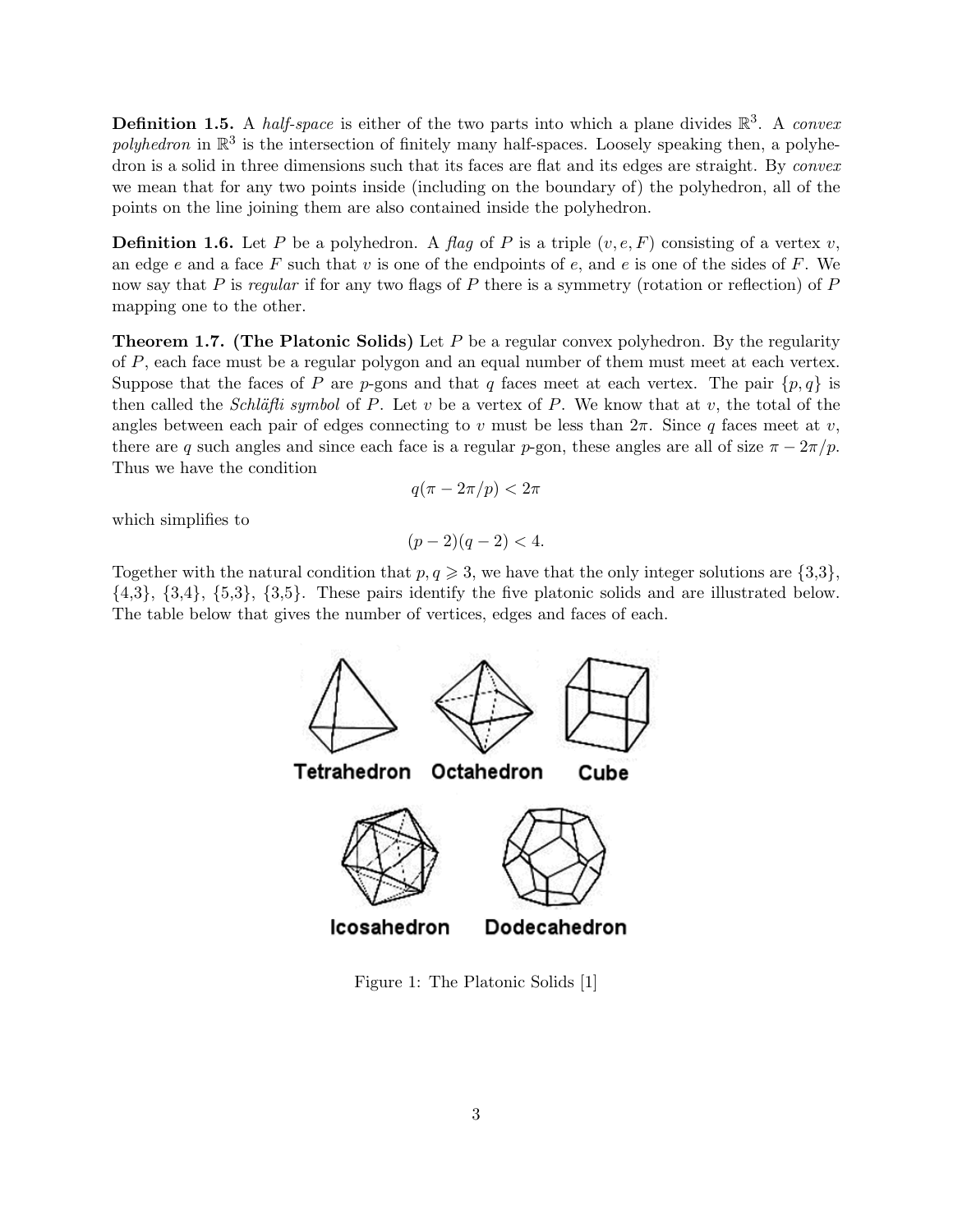**Definition 1.5.** A *half-space* is either of the two parts into which a plane divides $\mathbb{R}^3$. A *convex polyhedron* in $\mathbb{R}^3$ is the intersection of finitely many half-spaces. Loosely speaking then, a polyhedron is a solid in three dimensions such that its faces are flat and its edges are straight. By *convex* we mean that for any two points inside (including on the boundary of) the polyhedron, all of the points on the line joining them are also contained inside the polyhedron.

**Definition 1.6.** Let $P$ be a polyhedron. A *flag* of $P$ is a triple $(v, e, F)$ consisting of a vertex $v$, an edge $e$ and a face $F$ such that $v$ is one of the endpoints of $e$, and $e$ is one of the sides of $F$. We now say that $P$ is *regular* if for any two flags of $P$ there is a symmetry (rotation or reflection) of $P$ mapping one to the other.

**Theorem 1.7. (The Platonic Solids)** Let $P$ be a regular convex polyhedron. By the regularity of $P$, each face must be a regular polygon and an equal number of them must meet at each vertex. Suppose that the faces of $P$ are $p$-gons and that $q$ faces meet at each vertex. The pair $\{p, q\}$ is then called the *Schläfli symbol* of $P$. Let $v$ be a vertex of $P$. We know that at $v$, the total of the angles between each pair of edges connecting to $v$ must be less than $2\pi$. Since $q$ faces meet at $v$, there are $q$ such angles and since each face is a regular $p$-gon, these angles are all of size $\pi - 2\pi/p$. Thus we have the condition

$$q(\pi - 2\pi/p) < 2\pi$$

which simplifies to

$$(p - 2)(q - 2) < 4.$$

Together with the natural condition that $p, q \geqslant 3$, we have that the only integer solutions are {3,3}, {4,3}, {3,4}, {5,3}, {3,5}. These pairs identify the five platonic solids and are illustrated below. The table below that gives the number of vertices, edges and faces of each.

Figure 1: The Platonic Solids [1]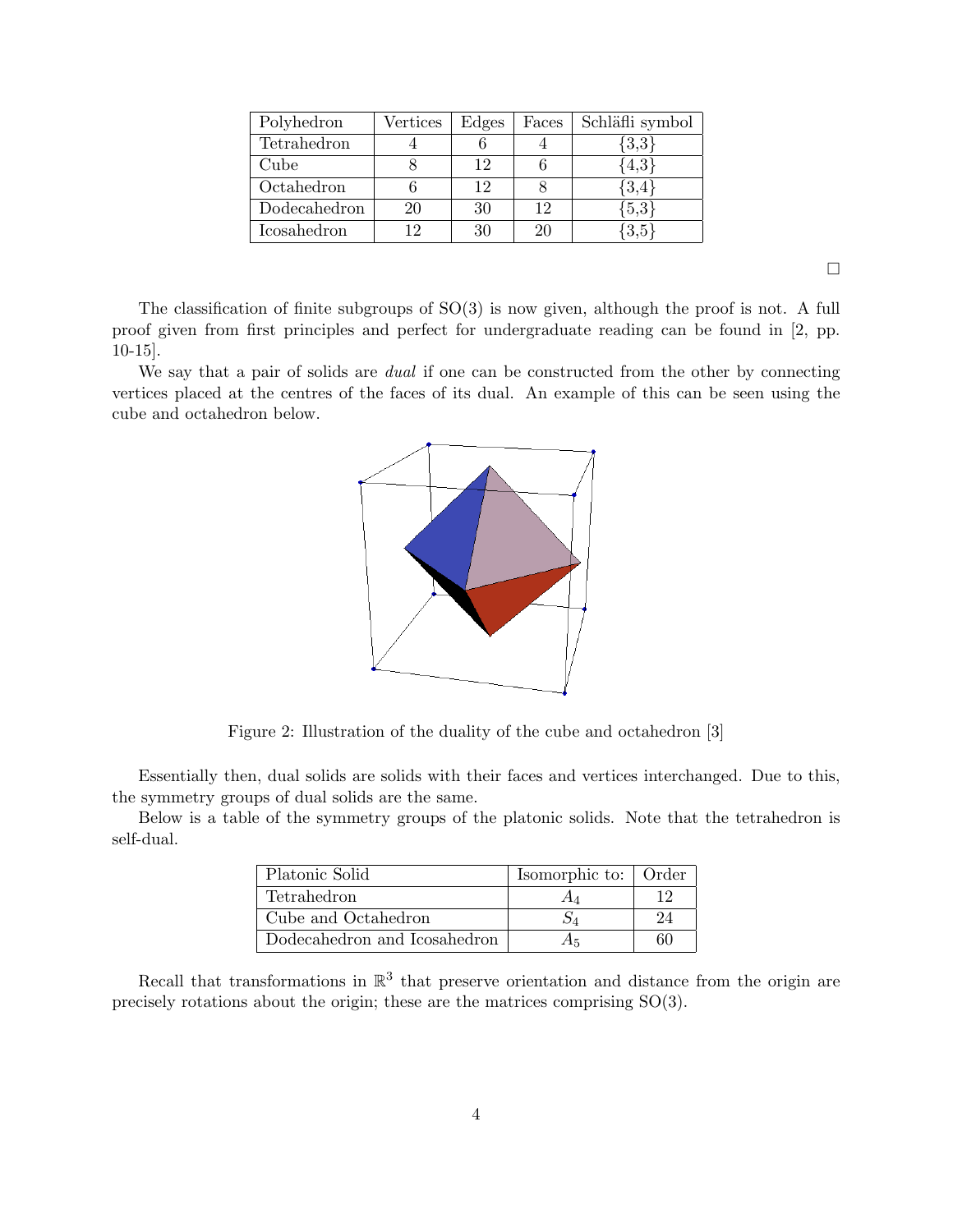| Polyhedron | Vertices | Edges | Faces | Schläfli symbol |
| --- | --- | --- | --- | --- |
| Tetrahedron | 4 | 6 | 4 | {3,3} |
| Cube | 8 | 12 | 6 | {4,3} |
| Octahedron | 6 | 12 | 8 | {3,4} |
| Dodecahedron | 20 | 30 | 12 | {5,3} |
| Icosahedron | 12 | 30 | 20 | {3,5} |

□

The classification of finite subgroups of SO(3) is now given, although the proof is not. A full proof given from first principles and perfect for undergraduate reading can be found in [2, pp. 10-15].

We say that a pair of solids are *dual* if one can be constructed from the other by connecting vertices placed at the centres of the faces of its dual. An example of this can be seen using the cube and octahedron below.

Figure 2: Illustration of the duality of the cube and octahedron [3]

Essentially then, dual solids are solids with their faces and vertices interchanged. Due to this, the symmetry groups of dual solids are the same.

Below is a table of the symmetry groups of the platonic solids. Note that the tetrahedron is self-dual.

| Platonic Solid | Isomorphic to: | Order |
| --- | --- | --- |
| Tetrahedron | $A_4$ | 12 |
| Cube and Octahedron | $S_4$ | 24 |
| Dodecahedron and Icosahedron | $A_5$ | 60 |

Recall that transformations in $\mathbb{R}^3$ that preserve orientation and distance from the origin are precisely rotations about the origin; these are the matrices comprising SO(3).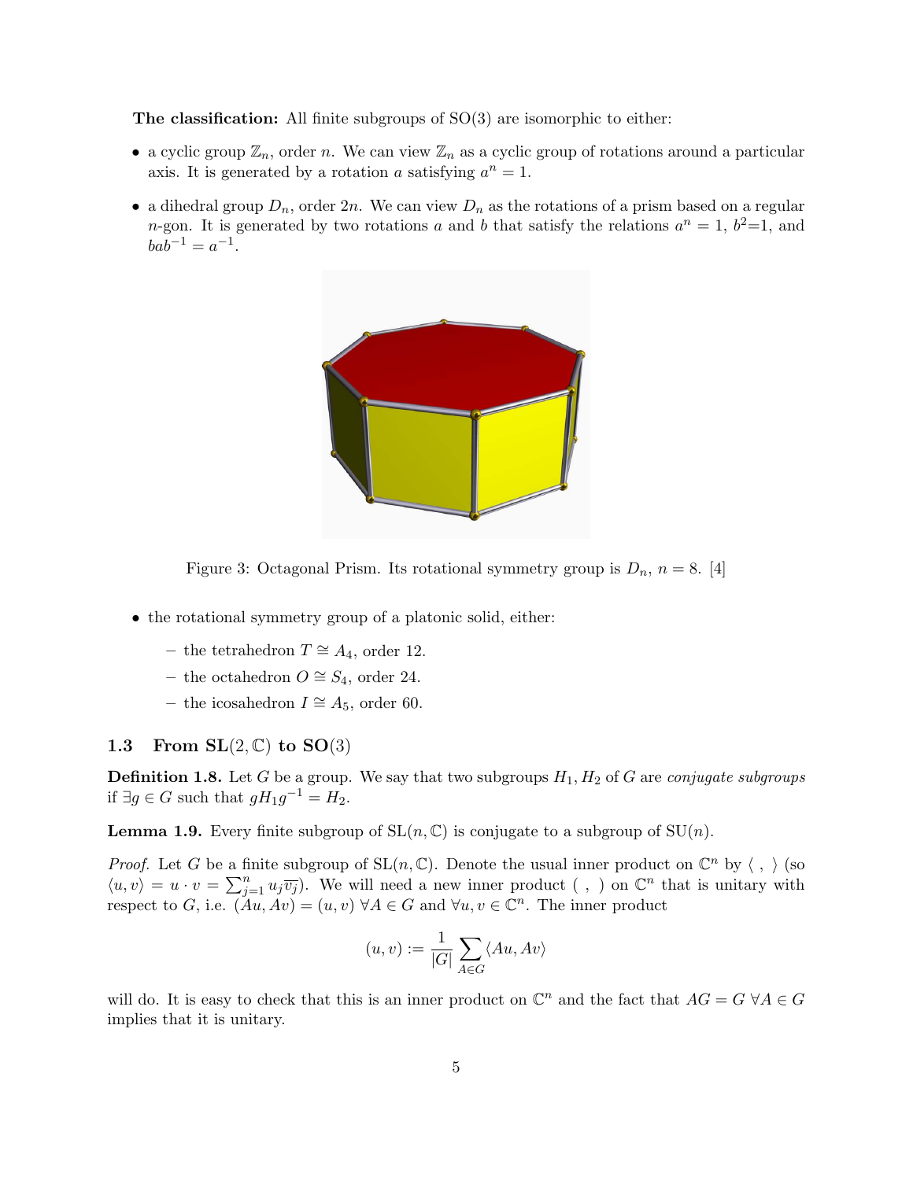**The classification:** All finite subgroups of SO(3) are isomorphic to either:

- a cyclic group $\mathbb{Z}_n$, order $n$. We can view $\mathbb{Z}_n$ as a cyclic group of rotations around a particular axis. It is generated by a rotation $a$ satisfying $a^n = 1$.
- a dihedral group $D_n$, order $2n$. We can view $D_n$ as the rotations of a prism based on a regular $n$-gon. It is generated by two rotations $a$ and $b$ that satisfy the relations $a^n = 1$, $b^2=1$, and $bab^{-1} = a^{-1}$.

Figure 3: Octagonal Prism. Its rotational symmetry group is $D_n$, $n = 8$. [4]

- the rotational symmetry group of a platonic solid, either:
  - the tetrahedron $T \cong A_4$, order 12.
  - the octahedron $O \cong S_4$, order 24.
  - the icosahedron $I \cong A_5$, order 60.

### 1.3 From SL$(2, \mathbb{C})$ to SO$(3)$

**Definition 1.8.** Let $G$ be a group. We say that two subgroups $H_1, H_2$ of $G$ are *conjugate subgroups* if $\exists g \in G$ such that $gH_1g^{-1} = H_2$.

**Lemma 1.9.** Every finite subgroup of SL$(n, \mathbb{C})$ is conjugate to a subgroup of SU$(n)$.

*Proof.* Let $G$ be a finite subgroup of SL$(n, \mathbb{C})$. Denote the usual inner product on $\mathbb{C}^n$ by $\langle\ ,\ \rangle$ (so $\langle u, v\rangle = u \cdot v = \sum_{j=1}^n u_j \overline{v_j}$). We will need a new inner product $(\ ,\ )$ on $\mathbb{C}^n$ that is unitary with respect to $G$, i.e. $(Au, Av) = (u, v)\ \forall A \in G$ and $\forall u, v \in \mathbb{C}^n$. The inner product

$$(u, v) := \frac{1}{|G|} \sum_{A \in G} \langle Au, Av\rangle$$

will do. It is easy to check that this is an inner product on $\mathbb{C}^n$ and the fact that $AG = G\ \forall A \in G$ implies that it is unitary.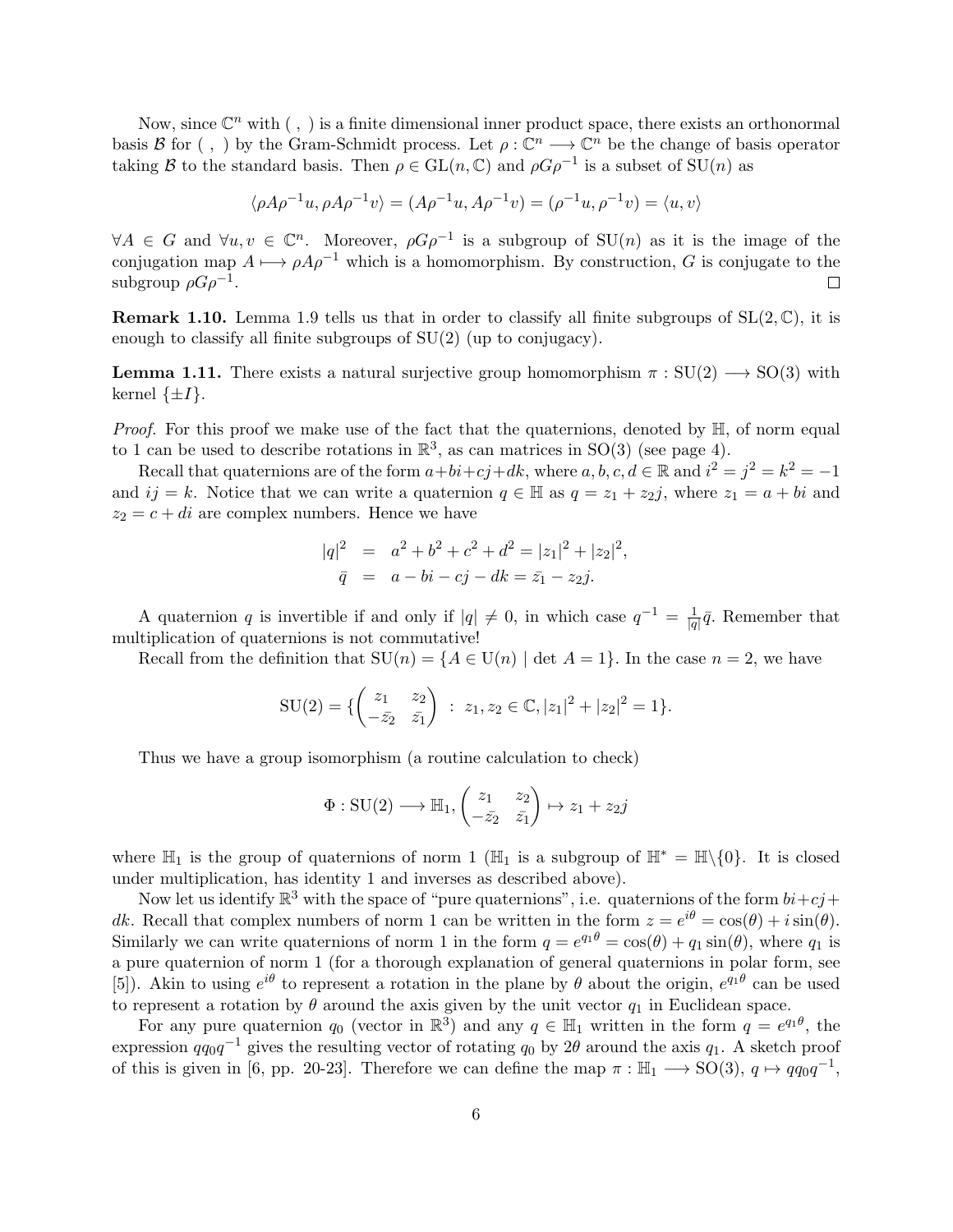Now, since $\mathbb{C}^n$ with $( \, , \, )$ is a finite dimensional inner product space, there exists an orthonormal basis $\mathcal{B}$ for $( \, , \, )$ by the Gram-Schmidt process. Let $\rho : \mathbb{C}^n \longrightarrow \mathbb{C}^n$ be the change of basis operator taking $\mathcal{B}$ to the standard basis. Then $\rho \in \mathrm{GL}(n, \mathbb{C})$ and $\rho G \rho^{-1}$ is a subset of $\mathrm{SU}(n)$ as

$$\langle \rho A \rho^{-1} u, \rho A \rho^{-1} v \rangle = (A\rho^{-1}u, A\rho^{-1}v) = (\rho^{-1}u, \rho^{-1}v) = \langle u, v \rangle$$

$\forall A \in G$ and $\forall u, v \in \mathbb{C}^n$. Moreover, $\rho G \rho^{-1}$ is a subgroup of $\mathrm{SU}(n)$ as it is the image of the conjugation map $A \longmapsto \rho A \rho^{-1}$ which is a homomorphism. By construction, $G$ is conjugate to the subgroup $\rho G \rho^{-1}$. □

**Remark 1.10.** Lemma 1.9 tells us that in order to classify all finite subgroups of $\mathrm{SL}(2, \mathbb{C})$, it is enough to classify all finite subgroups of $\mathrm{SU}(2)$ (up to conjugacy).

**Lemma 1.11.** *There exists a natural surjective group homomorphism $\pi : \mathrm{SU}(2) \longrightarrow \mathrm{SO}(3)$ with kernel $\{\pm I\}$.*

*Proof.* For this proof we make use of the fact that the quaternions, denoted by $\mathbb{H}$, of norm equal to 1 can be used to describe rotations in $\mathbb{R}^3$, as can matrices in $\mathrm{SO}(3)$ (see page 4).

Recall that quaternions are of the form $a+bi+cj+dk$, where $a, b, c, d \in \mathbb{R}$ and $i^2 = j^2 = k^2 = -1$ and $ij = k$. Notice that we can write a quaternion $q \in \mathbb{H}$ as $q = z_1 + z_2 j$, where $z_1 = a + bi$ and $z_2 = c + di$ are complex numbers. Hence we have

$$\begin{aligned} |q|^2 &= a^2 + b^2 + c^2 + d^2 = |z_1|^2 + |z_2|^2, \\ \bar{q} &= a - bi - cj - dk = \bar{z_1} - z_2 j. \end{aligned}$$

A quaternion $q$ is invertible if and only if $|q| \neq 0$, in which case $q^{-1} = \frac{1}{|q|}\bar{q}$. Remember that multiplication of quaternions is not commutative!

Recall from the definition that $\mathrm{SU}(n) = \{A \in \mathrm{U}(n) \mid \det A = 1\}$. In the case $n = 2$, we have

$$\mathrm{SU}(2) = \{ \begin{pmatrix} z_1 & z_2 \\ -\bar{z_2} & \bar{z_1} \end{pmatrix} \ : \ z_1, z_2 \in \mathbb{C}, |z_1|^2 + |z_2|^2 = 1 \}.$$

Thus we have a group isomorphism (a routine calculation to check)

$$\Phi : \mathrm{SU}(2) \longrightarrow \mathbb{H}_1, \begin{pmatrix} z_1 & z_2 \\ -\bar{z_2} & \bar{z_1} \end{pmatrix} \mapsto z_1 + z_2 j$$

where $\mathbb{H}_1$ is the group of quaternions of norm 1 ($\mathbb{H}_1$ is a subgroup of $\mathbb{H}^* = \mathbb{H} \backslash \{0\}$. It is closed under multiplication, has identity 1 and inverses as described above).

Now let us identify $\mathbb{R}^3$ with the space of "pure quaternions", i.e. quaternions of the form $bi+cj+dk$. Recall that complex numbers of norm 1 can be written in the form $z = e^{i\theta} = \cos(\theta) + i \sin(\theta)$. Similarly we can write quaternions of norm 1 in the form $q = e^{q_1 \theta} = \cos(\theta) + q_1 \sin(\theta)$, where $q_1$ is a pure quaternion of norm 1 (for a thorough explanation of general quaternions in polar form, see [5]). Akin to using $e^{i\theta}$ to represent a rotation in the plane by $\theta$ about the origin, $e^{q_1 \theta}$ can be used to represent a rotation by $\theta$ around the axis given by the unit vector $q_1$ in Euclidean space.

For any pure quaternion $q_0$ (vector in $\mathbb{R}^3$) and any $q \in \mathbb{H}_1$ written in the form $q = e^{q_1 \theta}$, the expression $q q_0 q^{-1}$ gives the resulting vector of rotating $q_0$ by $2\theta$ around the axis $q_1$. A sketch proof of this is given in [6, pp. 20-23]. Therefore we can define the map $\pi : \mathbb{H}_1 \longrightarrow \mathrm{SO}(3)$, $q \mapsto q q_0 q^{-1}$,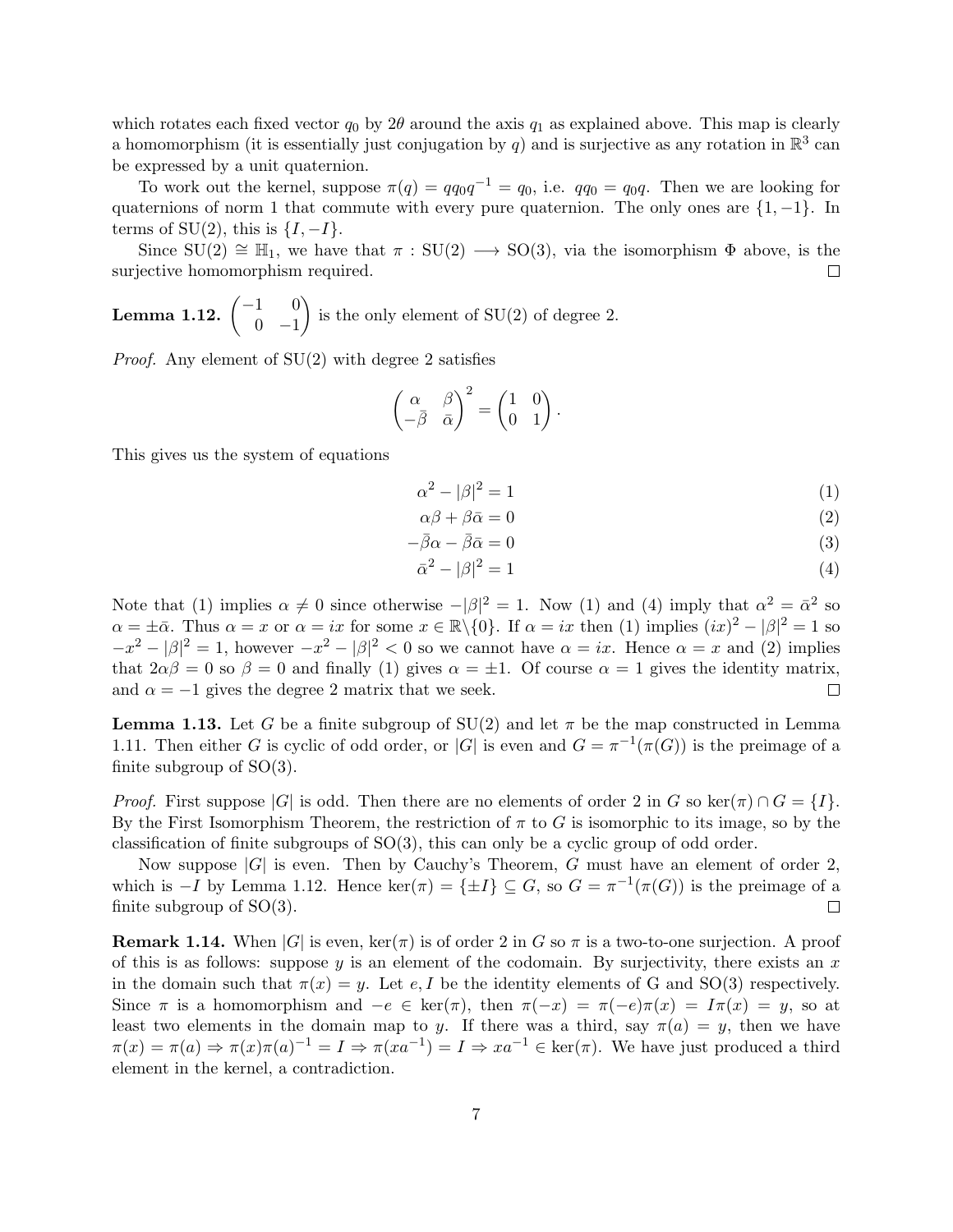which rotates each fixed vector $q_0$ by $2\theta$ around the axis $q_1$ as explained above. This map is clearly a homomorphism (it is essentially just conjugation by $q$) and is surjective as any rotation in $\mathbb{R}^3$ can be expressed by a unit quaternion.

To work out the kernel, suppose $\pi(q) = qq_0q^{-1} = q_0$, i.e. $qq_0 = q_0q$. Then we are looking for quaternions of norm 1 that commute with every pure quaternion. The only ones are $\{1, -1\}$. In terms of SU(2), this is $\{I, -I\}$.

Since $\mathrm{SU}(2) \cong \mathbb{H}_1$, we have that $\pi : \mathrm{SU}(2) \longrightarrow \mathrm{SO}(3)$, via the isomorphism $\Phi$ above, is the surjective homomorphism required. □

**Lemma 1.12.** $\begin{pmatrix} -1 & 0 \\ 0 & -1 \end{pmatrix}$ is the only element of SU(2) of degree 2.

*Proof.* Any element of SU(2) with degree 2 satisfies

$$\begin{pmatrix} \alpha & \beta \\ -\bar{\beta} & \bar{\alpha} \end{pmatrix}^2 = \begin{pmatrix} 1 & 0 \\ 0 & 1 \end{pmatrix}.$$

This gives us the system of equations

$$\alpha^2 - |\beta|^2 = 1 \tag{1}$$

$$\alpha\beta + \beta\bar{\alpha} = 0 \tag{2}$$

$$-\bar{\beta}\alpha - \bar{\beta}\bar{\alpha} = 0 \tag{3}$$

$$\bar{\alpha}^2 - |\beta|^2 = 1 \tag{4}$$

Note that (1) implies $\alpha \neq 0$ since otherwise $-|\beta|^2 = 1$. Now (1) and (4) imply that $\alpha^2 = \bar{\alpha}^2$ so $\alpha = \pm\bar{\alpha}$. Thus $\alpha = x$ or $\alpha = ix$ for some $x \in \mathbb{R}\backslash\{0\}$. If $\alpha = ix$ then (1) implies $(ix)^2 - |\beta|^2 = 1$ so $-x^2 - |\beta|^2 = 1$, however $-x^2 - |\beta|^2 < 0$ so we cannot have $\alpha = ix$. Hence $\alpha = x$ and (2) implies that $2\alpha\beta = 0$ so $\beta = 0$ and finally (1) gives $\alpha = \pm 1$. Of course $\alpha = 1$ gives the identity matrix, and $\alpha = -1$ gives the degree 2 matrix that we seek. □

**Lemma 1.13.** Let $G$ be a finite subgroup of SU(2) and let $\pi$ be the map constructed in Lemma 1.11. Then either $G$ is cyclic of odd order, or $|G|$ is even and $G = \pi^{-1}(\pi(G))$ is the preimage of a finite subgroup of SO(3).

*Proof.* First suppose $|G|$ is odd. Then there are no elements of order 2 in $G$ so $\ker(\pi) \cap G = \{I\}$. By the First Isomorphism Theorem, the restriction of $\pi$ to $G$ is isomorphic to its image, so by the classification of finite subgroups of SO(3), this can only be a cyclic group of odd order.

Now suppose $|G|$ is even. Then by Cauchy's Theorem, $G$ must have an element of order 2, which is $-I$ by Lemma 1.12. Hence $\ker(\pi) = \{\pm I\} \subseteq G$, so $G = \pi^{-1}(\pi(G))$ is the preimage of a finite subgroup of SO(3). □

**Remark 1.14.** When $|G|$ is even, $\ker(\pi)$ is of order 2 in $G$ so $\pi$ is a two-to-one surjection. A proof of this is as follows: suppose $y$ is an element of the codomain. By surjectivity, there exists an $x$ in the domain such that $\pi(x) = y$. Let $e, I$ be the identity elements of G and SO(3) respectively. Since $\pi$ is a homomorphism and $-e \in \ker(\pi)$, then $\pi(-x) = \pi(-e)\pi(x) = I\pi(x) = y$, so at least two elements in the domain map to $y$. If there was a third, say $\pi(a) = y$, then we have $\pi(x) = \pi(a) \Rightarrow \pi(x)\pi(a)^{-1} = I \Rightarrow \pi(xa^{-1}) = I \Rightarrow xa^{-1} \in \ker(\pi)$. We have just produced a third element in the kernel, a contradiction.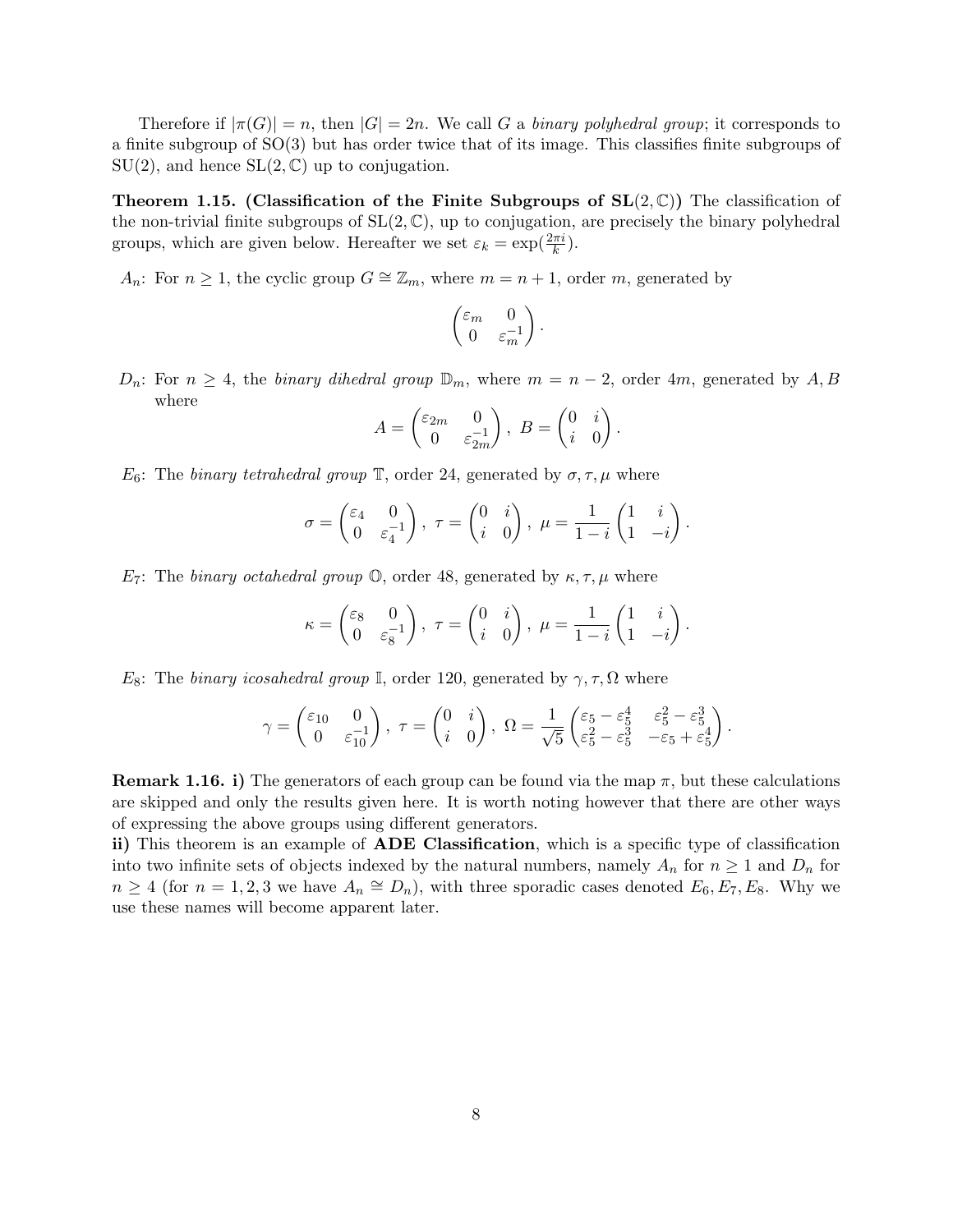Therefore if $|\pi(G)| = n$, then $|G| = 2n$. We call $G$ a *binary polyhedral group*; it corresponds to a finite subgroup of SO(3) but has order twice that of its image. This classifies finite subgroups of SU(2), and hence $\mathrm{SL}(2, \mathbb{C})$ up to conjugation.

**Theorem 1.15. (Classification of the Finite Subgroups of SL$(2, \mathbb{C})$)** The classification of the non-trivial finite subgroups of $\mathrm{SL}(2, \mathbb{C})$, up to conjugation, are precisely the binary polyhedral groups, which are given below. Hereafter we set $\varepsilon_k = \exp(\frac{2\pi i}{k})$.

$A_n$: For $n \geq 1$, the cyclic group $G \cong \mathbb{Z}_m$, where $m = n + 1$, order $m$, generated by

$$\begin{pmatrix} \varepsilon_m & 0 \\ 0 & \varepsilon_m^{-1} \end{pmatrix}.$$

$D_n$: For $n \geq 4$, the *binary dihedral group* $\mathbb{D}_m$, where $m = n - 2$, order $4m$, generated by $A, B$ where

$$A = \begin{pmatrix} \varepsilon_{2m} & 0 \\ 0 & \varepsilon_{2m}^{-1} \end{pmatrix},\ B = \begin{pmatrix} 0 & i \\ i & 0 \end{pmatrix}.$$

$E_6$: The *binary tetrahedral group* $\mathbb{T}$, order 24, generated by $\sigma, \tau, \mu$ where

$$\sigma = \begin{pmatrix} \varepsilon_4 & 0 \\ 0 & \varepsilon_4^{-1} \end{pmatrix},\ \tau = \begin{pmatrix} 0 & i \\ i & 0 \end{pmatrix},\ \mu = \frac{1}{1-i}\begin{pmatrix} 1 & i \\ 1 & -i \end{pmatrix}.$$

$E_7$: The *binary octahedral group* $\mathbb{O}$, order 48, generated by $\kappa, \tau, \mu$ where

$$\kappa = \begin{pmatrix} \varepsilon_8 & 0 \\ 0 & \varepsilon_8^{-1} \end{pmatrix},\ \tau = \begin{pmatrix} 0 & i \\ i & 0 \end{pmatrix},\ \mu = \frac{1}{1-i}\begin{pmatrix} 1 & i \\ 1 & -i \end{pmatrix}.$$

$E_8$: The *binary icosahedral group* $\mathbb{I}$, order 120, generated by $\gamma, \tau, \Omega$ where

$$\gamma = \begin{pmatrix} \varepsilon_{10} & 0 \\ 0 & \varepsilon_{10}^{-1} \end{pmatrix},\ \tau = \begin{pmatrix} 0 & i \\ i & 0 \end{pmatrix},\ \Omega = \frac{1}{\sqrt{5}}\begin{pmatrix} \varepsilon_5 - \varepsilon_5^4 & \varepsilon_5^2 - \varepsilon_5^3 \\ \varepsilon_5^2 - \varepsilon_5^3 & -\varepsilon_5 + \varepsilon_5^4 \end{pmatrix}.$$

**Remark 1.16. i)** The generators of each group can be found via the map $\pi$, but these calculations are skipped and only the results given here. It is worth noting however that there are other ways of expressing the above groups using different generators.
**ii)** This theorem is an example of **ADE Classification**, which is a specific type of classification into two infinite sets of objects indexed by the natural numbers, namely $A_n$ for $n \geq 1$ and $D_n$ for $n \geq 4$ (for $n = 1, 2, 3$ we have $A_n \cong D_n$), with three sporadic cases denoted $E_6, E_7, E_8$. Why we use these names will become apparent later.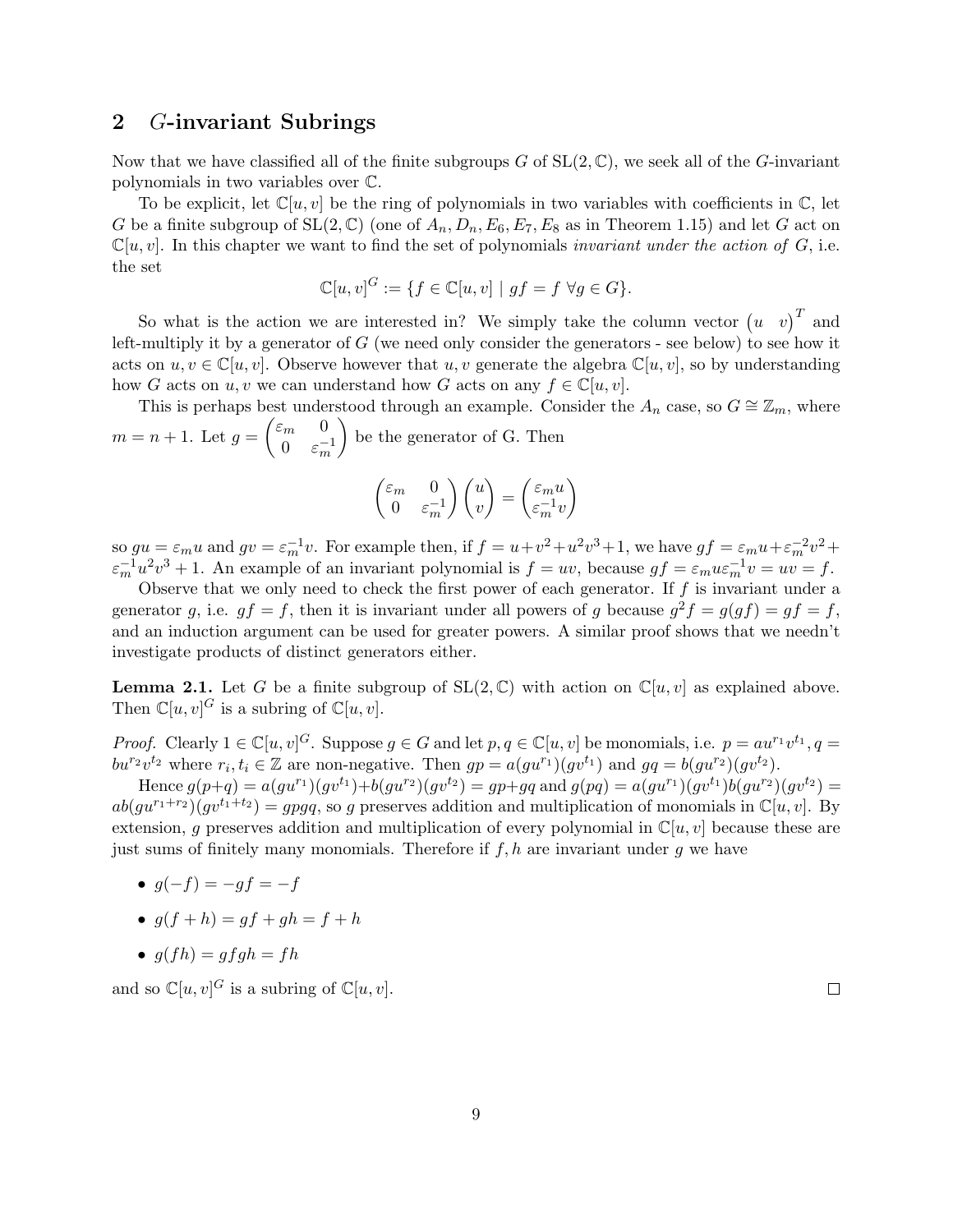## 2 $G$-invariant Subrings

Now that we have classified all of the finite subgroups $G$ of $\mathrm{SL}(2,\mathbb{C})$, we seek all of the $G$-invariant polynomials in two variables over $\mathbb{C}$.

To be explicit, let $\mathbb{C}[u,v]$ be the ring of polynomials in two variables with coefficients in $\mathbb{C}$, let $G$ be a finite subgroup of $\mathrm{SL}(2,\mathbb{C})$ (one of $A_n, D_n, E_6, E_7, E_8$ as in Theorem 1.15) and let $G$ act on $\mathbb{C}[u,v]$. In this chapter we want to find the set of polynomials *invariant under the action of* $G$, i.e. the set

$$\mathbb{C}[u,v]^G := \{f \in \mathbb{C}[u,v] \mid gf = f \ \forall g \in G\}.$$

So what is the action we are interested in? We simply take the column vector $\begin{pmatrix} u & v \end{pmatrix}^T$ and left-multiply it by a generator of $G$ (we need only consider the generators - see below) to see how it acts on $u, v \in \mathbb{C}[u,v]$. Observe however that $u, v$ generate the algebra $\mathbb{C}[u,v]$, so by understanding how $G$ acts on $u, v$ we can understand how $G$ acts on any $f \in \mathbb{C}[u,v]$.

This is perhaps best understood through an example. Consider the $A_n$ case, so $G \cong \mathbb{Z}_m$, where $m = n+1$. Let $g = \begin{pmatrix} \varepsilon_m & 0 \\ 0 & \varepsilon_m^{-1} \end{pmatrix}$ be the generator of G. Then

$$\begin{pmatrix} \varepsilon_m & 0 \\ 0 & \varepsilon_m^{-1} \end{pmatrix} \begin{pmatrix} u \\ v \end{pmatrix} = \begin{pmatrix} \varepsilon_m u \\ \varepsilon_m^{-1} v \end{pmatrix}$$

so $gu = \varepsilon_m u$ and $gv = \varepsilon_m^{-1} v$. For example then, if $f = u + v^2 + u^2v^3 + 1$, we have $gf = \varepsilon_m u + \varepsilon_m^{-2} v^2 + \varepsilon_m^{-1} u^2 v^3 + 1$. An example of an invariant polynomial is $f = uv$, because $gf = \varepsilon_m u \varepsilon_m^{-1} v = uv = f$.

Observe that we only need to check the first power of each generator. If $f$ is invariant under a generator $g$, i.e. $gf = f$, then it is invariant under all powers of $g$ because $g^2 f = g(gf) = gf = f$, and an induction argument can be used for greater powers. A similar proof shows that we needn't investigate products of distinct generators either.

**Lemma 2.1.** Let $G$ be a finite subgroup of $\mathrm{SL}(2,\mathbb{C})$ with action on $\mathbb{C}[u,v]$ as explained above. Then $\mathbb{C}[u,v]^G$ is a subring of $\mathbb{C}[u,v]$.

*Proof.* Clearly $1 \in \mathbb{C}[u,v]^G$. Suppose $g \in G$ and let $p, q \in \mathbb{C}[u,v]$ be monomials, i.e. $p = au^{r_1}v^{t_1}, q = bu^{r_2}v^{t_2}$ where $r_i, t_i \in \mathbb{Z}$ are non-negative. Then $gp = a(gu^{r_1})(gv^{t_1})$ and $gq = b(gu^{r_2})(gv^{t_2})$.

Hence $g(p+q) = a(gu^{r_1})(gv^{t_1}) + b(gu^{r_2})(gv^{t_2}) = gp + gq$ and $g(pq) = a(gu^{r_1})(gv^{t_1})b(gu^{r_2})(gv^{t_2}) = ab(gu^{r_1+r_2})(gv^{t_1+t_2}) = gpgq$, so $g$ preserves addition and multiplication of monomials in $\mathbb{C}[u,v]$. By extension, $g$ preserves addition and multiplication of every polynomial in $\mathbb{C}[u,v]$ because these are just sums of finitely many monomials. Therefore if $f, h$ are invariant under $g$ we have

- $g(-f) = -gf = -f$
- $g(f+h) = gf + gh = f + h$
- $g(fh) = gfgh = fh$

and so $\mathbb{C}[u,v]^G$ is a subring of $\mathbb{C}[u,v]$. $\square$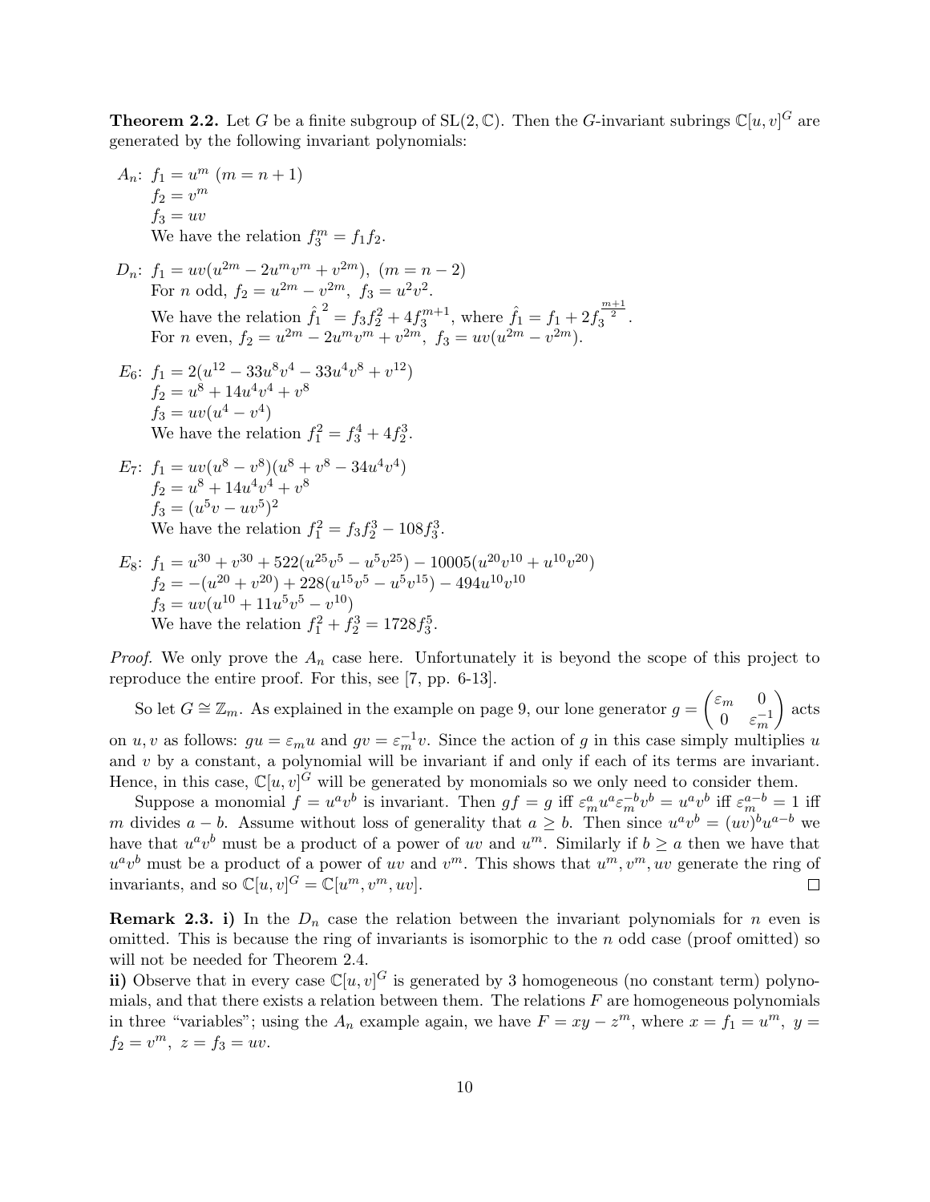**Theorem 2.2.** Let $G$ be a finite subgroup of $\mathrm{SL}(2, \mathbb{C})$. Then the $G$-invariant subrings $\mathbb{C}[u, v]^G$ are generated by the following invariant polynomials:

$A_n$: $f_1 = u^m$ $(m = n + 1)$
$f_2 = v^m$
$f_3 = uv$
We have the relation $f_3^m = f_1 f_2$.

$D_n$: $f_1 = uv(u^{2m} - 2u^m v^m + v^{2m})$, $(m = n - 2)$
For $n$ odd, $f_2 = u^{2m} - v^{2m}$, $f_3 = u^2 v^2$.
We have the relation $\hat{f_1}^2 = f_3 f_2^2 + 4 f_3^{m+1}$, where $\hat{f_1} = f_1 + 2 f_3^{\frac{m+1}{2}}$.
For $n$ even, $f_2 = u^{2m} - 2u^m v^m + v^{2m}$, $f_3 = uv(u^{2m} - v^{2m})$.

$E_6$: $f_1 = 2(u^{12} - 33u^8 v^4 - 33u^4 v^8 + v^{12})$
$f_2 = u^8 + 14u^4 v^4 + v^8$
$f_3 = uv(u^4 - v^4)$
We have the relation $f_1^2 = f_3^4 + 4 f_2^3$.

$E_7$: $f_1 = uv(u^8 - v^8)(u^8 + v^8 - 34u^4 v^4)$
$f_2 = u^8 + 14u^4 v^4 + v^8$
$f_3 = (u^5 v - uv^5)^2$
We have the relation $f_1^2 = f_3 f_2^3 - 108 f_3^3$.

$E_8$: $f_1 = u^{30} + v^{30} + 522(u^{25} v^5 - u^5 v^{25}) - 10005(u^{20} v^{10} + u^{10} v^{20})$
$f_2 = -(u^{20} + v^{20}) + 228(u^{15} v^5 - u^5 v^{15}) - 494 u^{10} v^{10}$
$f_3 = uv(u^{10} + 11u^5 v^5 - v^{10})$
We have the relation $f_1^2 + f_2^3 = 1728 f_3^5$.

*Proof.* We only prove the $A_n$ case here. Unfortunately it is beyond the scope of this project to reproduce the entire proof. For this, see [7, pp. 6-13].

So let $G \cong \mathbb{Z}_m$. As explained in the example on page 9, our lone generator $g = \begin{pmatrix} \varepsilon_m & 0 \\ 0 & \varepsilon_m^{-1} \end{pmatrix}$ acts on $u, v$ as follows: $gu = \varepsilon_m u$ and $gv = \varepsilon_m^{-1} v$. Since the action of $g$ in this case simply multiplies $u$ and $v$ by a constant, a polynomial will be invariant if and only if each of its terms are invariant. Hence, in this case, $\mathbb{C}[u, v]^G$ will be generated by monomials so we only need to consider them.

Suppose a monomial $f = u^a v^b$ is invariant. Then $gf = g$ iff $\varepsilon_m^a u^a \varepsilon_m^{-b} v^b = u^a v^b$ iff $\varepsilon_m^{a-b} = 1$ iff $m$ divides $a - b$. Assume without loss of generality that $a \geq b$. Then since $u^a v^b = (uv)^b u^{a-b}$ we have that $u^a v^b$ must be a product of a power of $uv$ and $u^m$. Similarly if $b \geq a$ then we have that $u^a v^b$ must be a product of a power of $uv$ and $v^m$. This shows that $u^m, v^m, uv$ generate the ring of invariants, and so $\mathbb{C}[u, v]^G = \mathbb{C}[u^m, v^m, uv]$. $\square$

**Remark 2.3. i)** In the $D_n$ case the relation between the invariant polynomials for $n$ even is omitted. This is because the ring of invariants is isomorphic to the $n$ odd case (proof omitted) so will not be needed for Theorem 2.4.

**ii)** Observe that in every case $\mathbb{C}[u, v]^G$ is generated by 3 homogeneous (no constant term) polynomials, and that there exists a relation between them. The relations $F$ are homogeneous polynomials in three "variables"; using the $A_n$ example again, we have $F = xy - z^m$, where $x = f_1 = u^m$, $y = f_2 = v^m$, $z = f_3 = uv$.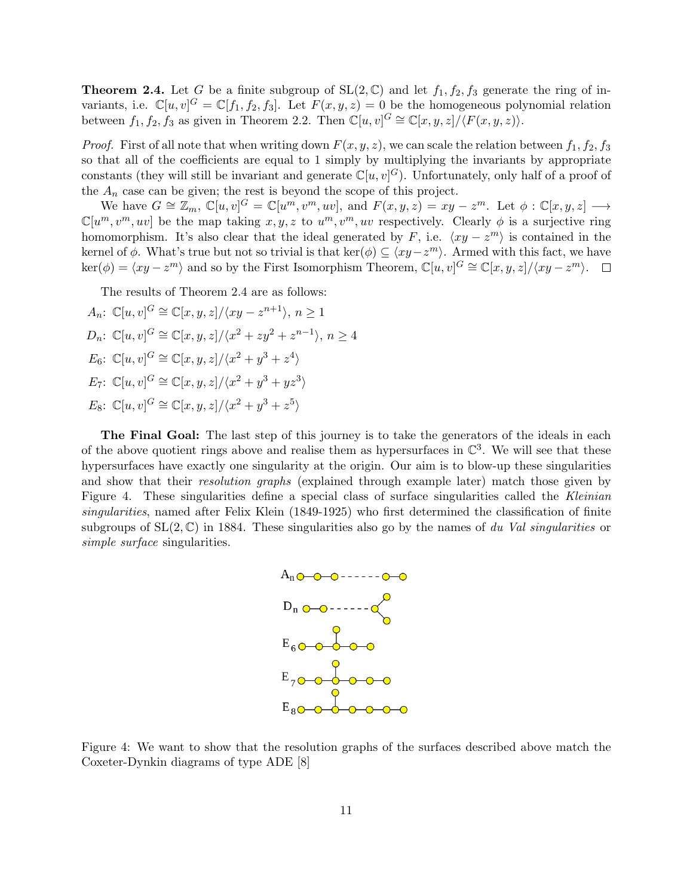**Theorem 2.4.** Let $G$ be a finite subgroup of $\mathrm{SL}(2, \mathbb{C})$ and let $f_1, f_2, f_3$ generate the ring of invariants, i.e. $\mathbb{C}[u, v]^G = \mathbb{C}[f_1, f_2, f_3]$. Let $F(x, y, z) = 0$ be the homogeneous polynomial relation between $f_1, f_2, f_3$ as given in Theorem 2.2. Then $\mathbb{C}[u, v]^G \cong \mathbb{C}[x, y, z]/\langle F(x, y, z)\rangle$.

*Proof.* First of all note that when writing down $F(x, y, z)$, we can scale the relation between $f_1, f_2, f_3$ so that all of the coefficients are equal to 1 simply by multiplying the invariants by appropriate constants (they will still be invariant and generate $\mathbb{C}[u, v]^G$). Unfortunately, only half of a proof of the $A_n$ case can be given; the rest is beyond the scope of this project.

We have $G \cong \mathbb{Z}_m$, $\mathbb{C}[u, v]^G = \mathbb{C}[u^m, v^m, uv]$, and $F(x, y, z) = xy - z^m$. Let $\phi : \mathbb{C}[x, y, z] \longrightarrow \mathbb{C}[u^m, v^m, uv]$ be the map taking $x, y, z$ to $u^m, v^m, uv$ respectively. Clearly $\phi$ is a surjective ring homomorphism. It's also clear that the ideal generated by $F$, i.e. $\langle xy - z^m\rangle$ is contained in the kernel of $\phi$. What's true but not so trivial is that $\ker(\phi) \subseteq \langle xy - z^m\rangle$. Armed with this fact, we have $\ker(\phi) = \langle xy - z^m\rangle$ and so by the First Isomorphism Theorem, $\mathbb{C}[u, v]^G \cong \mathbb{C}[x, y, z]/\langle xy - z^m\rangle$. □

The results of Theorem 2.4 are as follows:

$A_n$: $\mathbb{C}[u, v]^G \cong \mathbb{C}[x, y, z]/\langle xy - z^{n+1}\rangle$, $n \geq 1$

$D_n$: $\mathbb{C}[u, v]^G \cong \mathbb{C}[x, y, z]/\langle x^2 + zy^2 + z^{n-1}\rangle$, $n \geq 4$

$E_6$: $\mathbb{C}[u, v]^G \cong \mathbb{C}[x, y, z]/\langle x^2 + y^3 + z^4\rangle$

$E_7$: $\mathbb{C}[u, v]^G \cong \mathbb{C}[x, y, z]/\langle x^2 + y^3 + yz^3\rangle$

$E_8$: $\mathbb{C}[u, v]^G \cong \mathbb{C}[x, y, z]/\langle x^2 + y^3 + z^5\rangle$

**The Final Goal:** The last step of this journey is to take the generators of the ideals in each of the above quotient rings above and realise them as hypersurfaces in $\mathbb{C}^3$. We will see that these hypersurfaces have exactly one singularity at the origin. Our aim is to blow-up these singularities and show that their *resolution graphs* (explained through example later) match those given by Figure 4. These singularities define a special class of surface singularities called the *Kleinian singularities*, named after Felix Klein (1849-1925) who first determined the classification of finite subgroups of $\mathrm{SL}(2, \mathbb{C})$ in 1884. These singularities also go by the names of *du Val singularities* or *simple surface* singularities.

Figure 4: We want to show that the resolution graphs of the surfaces described above match the Coxeter-Dynkin diagrams of type ADE [8]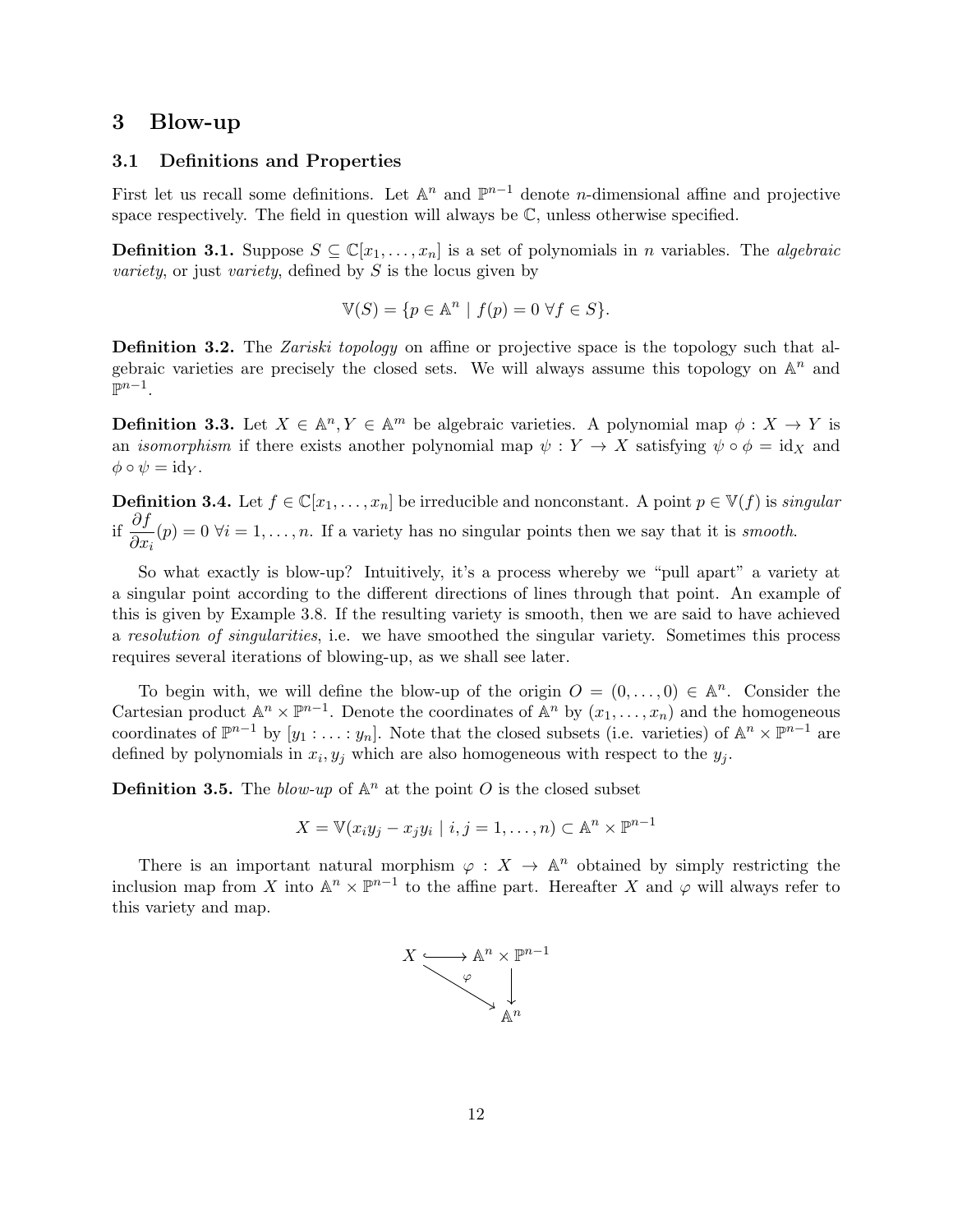# 3 Blow-up

## 3.1 Definitions and Properties

First let us recall some definitions. Let $\mathbb{A}^n$ and $\mathbb{P}^{n-1}$ denote $n$-dimensional affine and projective space respectively. The field in question will always be $\mathbb{C}$, unless otherwise specified.

**Definition 3.1.** Suppose $S \subseteq \mathbb{C}[x_1, \ldots, x_n]$ is a set of polynomials in $n$ variables. The *algebraic variety*, or just *variety*, defined by $S$ is the locus given by

$$\mathbb{V}(S) = \{p \in \mathbb{A}^n \mid f(p) = 0 \; \forall f \in S\}.$$

**Definition 3.2.** The *Zariski topology* on affine or projective space is the topology such that algebraic varieties are precisely the closed sets. We will always assume this topology on $\mathbb{A}^n$ and $\mathbb{P}^{n-1}$.

**Definition 3.3.** Let $X \in \mathbb{A}^n, Y \in \mathbb{A}^m$ be algebraic varieties. A polynomial map $\phi : X \to Y$ is an *isomorphism* if there exists another polynomial map $\psi : Y \to X$ satisfying $\psi \circ \phi = \mathrm{id}_X$ and $\phi \circ \psi = \mathrm{id}_Y$.

**Definition 3.4.** Let $f \in \mathbb{C}[x_1, \ldots, x_n]$ be irreducible and nonconstant. A point $p \in \mathbb{V}(f)$ is *singular* if $\dfrac{\partial f}{\partial x_i}(p) = 0 \; \forall i = 1, \ldots, n$. If a variety has no singular points then we say that it is *smooth*.

So what exactly is blow-up? Intuitively, it's a process whereby we "pull apart" a variety at a singular point according to the different directions of lines through that point. An example of this is given by Example 3.8. If the resulting variety is smooth, then we are said to have achieved a *resolution of singularities*, i.e. we have smoothed the singular variety. Sometimes this process requires several iterations of blowing-up, as we shall see later.

To begin with, we will define the blow-up of the origin $O = (0, \ldots, 0) \in \mathbb{A}^n$. Consider the Cartesian product $\mathbb{A}^n \times \mathbb{P}^{n-1}$. Denote the coordinates of $\mathbb{A}^n$ by $(x_1, \ldots, x_n)$ and the homogeneous coordinates of $\mathbb{P}^{n-1}$ by $[y_1 : \ldots : y_n]$. Note that the closed subsets (i.e. varieties) of $\mathbb{A}^n \times \mathbb{P}^{n-1}$ are defined by polynomials in $x_i, y_j$ which are also homogeneous with respect to the $y_j$.

**Definition 3.5.** The *blow-up* of $\mathbb{A}^n$ at the point $O$ is the closed subset

$$X = \mathbb{V}(x_i y_j - x_j y_i \mid i, j = 1, \ldots, n) \subset \mathbb{A}^n \times \mathbb{P}^{n-1}$$

There is an important natural morphism $\varphi : X \to \mathbb{A}^n$ obtained by simply restricting the inclusion map from $X$ into $\mathbb{A}^n \times \mathbb{P}^{n-1}$ to the affine part. Hereafter $X$ and $\varphi$ will always refer to this variety and map.

$$\begin{array}{ccc} X & \hookrightarrow & \mathbb{A}^n \times \mathbb{P}^{n-1} \\ & \searrow^{\varphi} & \downarrow \\ & & \mathbb{A}^n \end{array}$$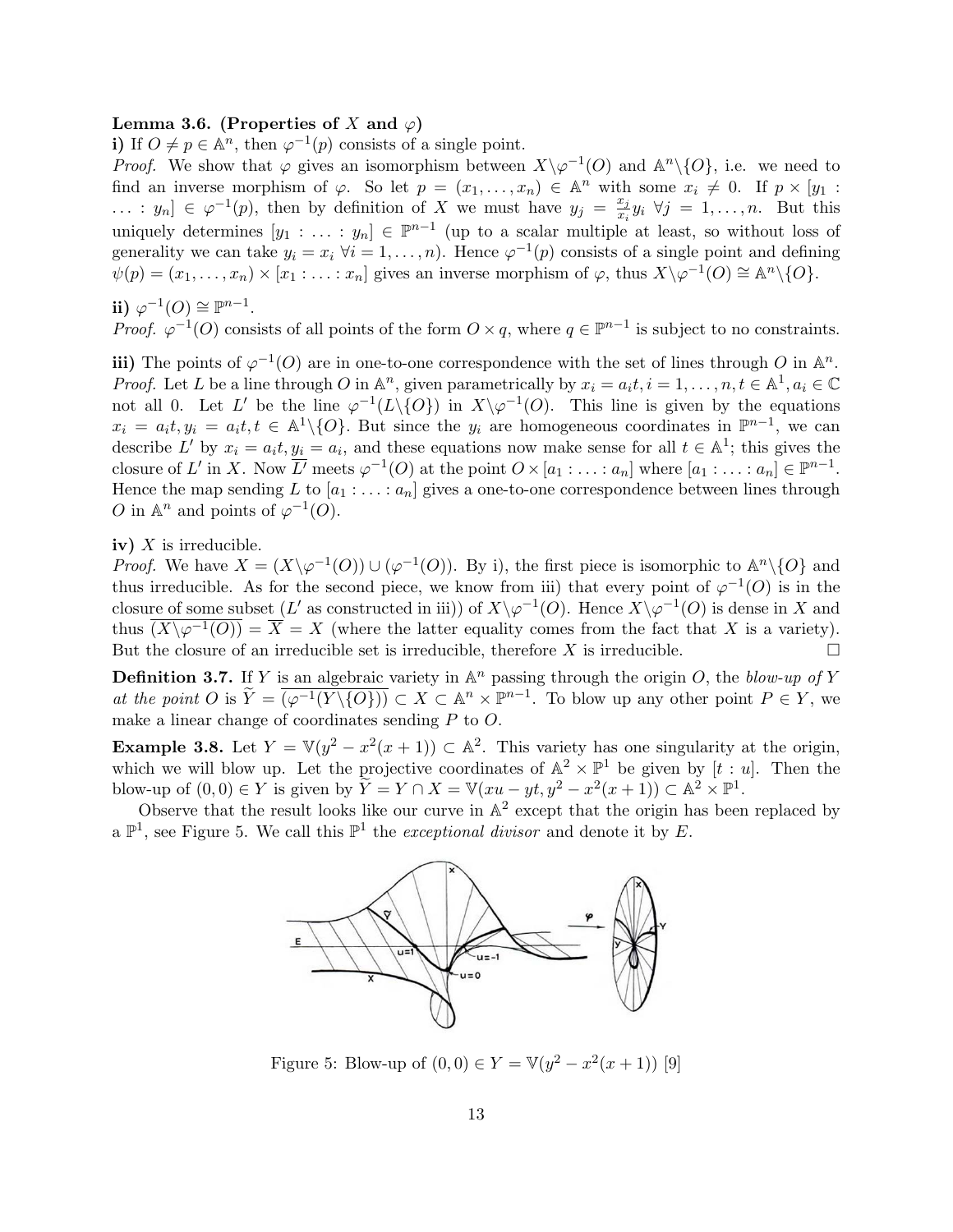**Lemma 3.6. (Properties of $X$ and $\varphi$)**

**i)** If $O \neq p \in \mathbb{A}^n$, then $\varphi^{-1}(p)$ consists of a single point.

*Proof.* We show that $\varphi$ gives an isomorphism between $X \backslash \varphi^{-1}(O)$ and $\mathbb{A}^n \backslash \{O\}$, i.e. we need to find an inverse morphism of $\varphi$. So let $p = (x_1, \ldots, x_n) \in \mathbb{A}^n$ with some $x_i \neq 0$. If $p \times [y_1 : \ldots : y_n] \in \varphi^{-1}(p)$, then by definition of $X$ we must have $y_j = \frac{x_j}{x_i} y_i \ \forall j = 1, \ldots, n$. But this uniquely determines $[y_1 : \ldots : y_n] \in \mathbb{P}^{n-1}$ (up to a scalar multiple at least, so without loss of generality we can take $y_i = x_i \ \forall i = 1, \ldots, n$). Hence $\varphi^{-1}(p)$ consists of a single point and defining $\psi(p) = (x_1, \ldots, x_n) \times [x_1 : \ldots : x_n]$ gives an inverse morphism of $\varphi$, thus $X \backslash \varphi^{-1}(O) \cong \mathbb{A}^n \backslash \{O\}$.

**ii)** $\varphi^{-1}(O) \cong \mathbb{P}^{n-1}$.

*Proof.* $\varphi^{-1}(O)$ consists of all points of the form $O \times q$, where $q \in \mathbb{P}^{n-1}$ is subject to no constraints.

**iii)** The points of $\varphi^{-1}(O)$ are in one-to-one correspondence with the set of lines through $O$ in $\mathbb{A}^n$.

*Proof.* Let $L$ be a line through $O$ in $\mathbb{A}^n$, given parametrically by $x_i = a_i t, i = 1, \ldots, n, t \in \mathbb{A}^1, a_i \in \mathbb{C}$ not all 0. Let $L'$ be the line $\varphi^{-1}(L \backslash \{O\})$ in $X \backslash \varphi^{-1}(O)$. This line is given by the equations $x_i = a_i t, y_i = a_i t, t \in \mathbb{A}^1 \backslash \{O\}$. But since the $y_i$ are homogeneous coordinates in $\mathbb{P}^{n-1}$, we can describe $L'$ by $x_i = a_i t, y_i = a_i$, and these equations now make sense for all $t \in \mathbb{A}^1$; this gives the closure of $L'$ in $X$. Now $\overline{L'}$ meets $\varphi^{-1}(O)$ at the point $O \times [a_1 : \ldots : a_n]$ where $[a_1 : \ldots : a_n] \in \mathbb{P}^{n-1}$. Hence the map sending $L$ to $[a_1 : \ldots : a_n]$ gives a one-to-one correspondence between lines through $O$ in $\mathbb{A}^n$ and points of $\varphi^{-1}(O)$.

**iv)** $X$ is irreducible.

*Proof.* We have $X = (X \backslash \varphi^{-1}(O)) \cup (\varphi^{-1}(O))$. By i), the first piece is isomorphic to $\mathbb{A}^n \backslash \{O\}$ and thus irreducible. As for the second piece, we know from iii) that every point of $\varphi^{-1}(O)$ is in the closure of some subset ($L'$ as constructed in iii)) of $X \backslash \varphi^{-1}(O)$. Hence $X \backslash \varphi^{-1}(O)$ is dense in $X$ and thus $\overline{(X \backslash \varphi^{-1}(O))} = \overline{X} = X$ (where the latter equality comes from the fact that $X$ is a variety). But the closure of an irreducible set is irreducible, therefore $X$ is irreducible. $\square$

**Definition 3.7.** If $Y$ is an algebraic variety in $\mathbb{A}^n$ passing through the origin $O$, the *blow-up of $Y$ at the point $O$* is $\widetilde{Y} = \overline{(\varphi^{-1}(Y \backslash \{O\}))} \subset X \subset \mathbb{A}^n \times \mathbb{P}^{n-1}$. To blow up any other point $P \in Y$, we make a linear change of coordinates sending $P$ to $O$.

**Example 3.8.** Let $Y = \mathbb{V}(y^2 - x^2(x+1)) \subset \mathbb{A}^2$. This variety has one singularity at the origin, which we will blow up. Let the projective coordinates of $\mathbb{A}^2 \times \mathbb{P}^1$ be given by $[t : u]$. Then the blow-up of $(0,0) \in Y$ is given by $\widetilde{Y} = Y \cap X = \mathbb{V}(xu - yt, y^2 - x^2(x+1)) \subset \mathbb{A}^2 \times \mathbb{P}^1$.

Observe that the result looks like our curve in $\mathbb{A}^2$ except that the origin has been replaced by a $\mathbb{P}^1$, see Figure 5. We call this $\mathbb{P}^1$ the *exceptional divisor* and denote it by $E$.

Figure 5: Blow-up of $(0,0) \in Y = \mathbb{V}(y^2 - x^2(x+1))$ [9]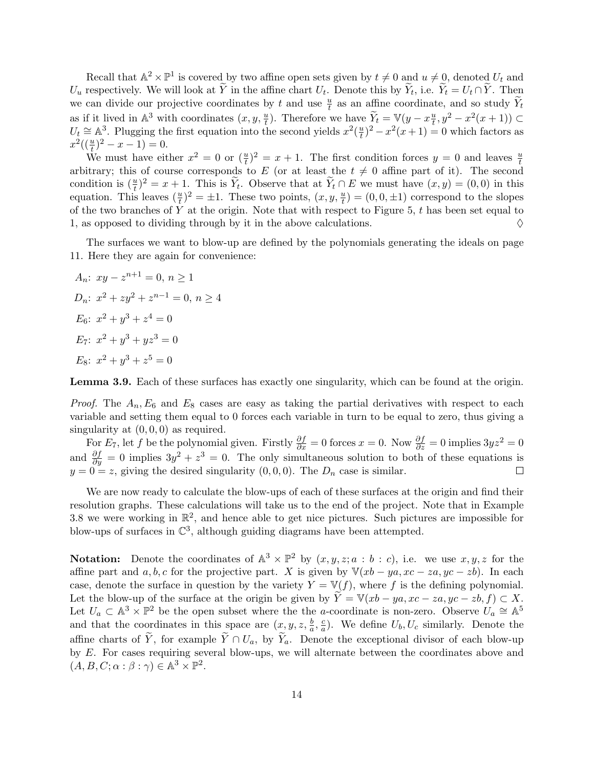Recall that $\mathbb{A}^2 \times \mathbb{P}^1$ is covered by two affine open sets given by $t \neq 0$ and $u \neq 0$, denoted $U_t$ and $U_u$ respectively. We will look at $\widetilde{Y}$ in the affine chart $U_t$. Denote this by $\widetilde{Y}_t$, i.e. $\widetilde{Y}_t = U_t \cap \widetilde{Y}$. Then we can divide our projective coordinates by $t$ and use $\frac{u}{t}$ as an affine coordinate, and so study $\widetilde{Y}_t$ as if it lived in $\mathbb{A}^3$ with coordinates $(x, y, \frac{u}{t})$. Therefore we have $\widetilde{Y}_t = \mathbb{V}(y - x\frac{u}{t}, y^2 - x^2(x+1)) \subset U_t \cong \mathbb{A}^3$. Plugging the first equation into the second yields $x^2(\frac{u}{t})^2 - x^2(x+1) = 0$ which factors as $x^2((\frac{u}{t})^2 - x - 1) = 0$.

We must have either $x^2 = 0$ or $(\frac{u}{t})^2 = x + 1$. The first condition forces $y = 0$ and leaves $\frac{u}{t}$ arbitrary; this of course corresponds to $E$ (or at least the $t \neq 0$ affine part of it). The second condition is $(\frac{u}{t})^2 = x + 1$. This is $\widetilde{Y}_t$. Observe that at $\widetilde{Y}_t \cap E$ we must have $(x, y) = (0, 0)$ in this equation. This leaves $(\frac{u}{t})^2 = \pm 1$. These two points, $(x, y, \frac{u}{t}) = (0, 0, \pm 1)$ correspond to the slopes of the two branches of $Y$ at the origin. Note that with respect to Figure 5, $t$ has been set equal to 1, as opposed to dividing through by it in the above calculations. $\Diamond$

The surfaces we want to blow-up are defined by the polynomials generating the ideals on page 11. Here they are again for convenience:

$A_n$: $xy - z^{n+1} = 0$, $n \geq 1$

$D_n$: $x^2 + zy^2 + z^{n-1} = 0$, $n \geq 4$

$E_6$: $x^2 + y^3 + z^4 = 0$

$E_7$: $x^2 + y^3 + yz^3 = 0$

$E_8$: $x^2 + y^3 + z^5 = 0$

**Lemma 3.9.** Each of these surfaces has exactly one singularity, which can be found at the origin.

*Proof.* The $A_n, E_6$ and $E_8$ cases are easy as taking the partial derivatives with respect to each variable and setting them equal to 0 forces each variable in turn to be equal to zero, thus giving a singularity at $(0, 0, 0)$ as required.

For $E_7$, let $f$ be the polynomial given. Firstly $\frac{\partial f}{\partial x} = 0$ forces $x = 0$. Now $\frac{\partial f}{\partial z} = 0$ implies $3yz^2 = 0$ and $\frac{\partial f}{\partial y} = 0$ implies $3y^2 + z^3 = 0$. The only simultaneous solution to both of these equations is $y = 0 = z$, giving the desired singularity $(0, 0, 0)$. The $D_n$ case is similar. $\square$

We are now ready to calculate the blow-ups of each of these surfaces at the origin and find their resolution graphs. These calculations will take us to the end of the project. Note that in Example 3.8 we were working in $\mathbb{R}^2$, and hence able to get nice pictures. Such pictures are impossible for blow-ups of surfaces in $\mathbb{C}^3$, although guiding diagrams have been attempted.

**Notation:** Denote the coordinates of $\mathbb{A}^3 \times \mathbb{P}^2$ by $(x, y, z; a : b : c)$, i.e. we use $x, y, z$ for the affine part and $a, b, c$ for the projective part. $X$ is given by $\mathbb{V}(xb - ya, xc - za, yc - zb)$. In each case, denote the surface in question by the variety $Y = \mathbb{V}(f)$, where $f$ is the defining polynomial. Let the blow-up of the surface at the origin be given by $\widetilde{Y} = \mathbb{V}(xb - ya, xc - za, yc - zb, f) \subset X$. Let $U_a \subset \mathbb{A}^3 \times \mathbb{P}^2$ be the open subset where the the $a$-coordinate is non-zero. Observe $U_a \cong \mathbb{A}^5$ and that the coordinates in this space are $(x, y, z, \frac{b}{a}, \frac{c}{a})$. We define $U_b, U_c$ similarly. Denote the affine charts of $\widetilde{Y}$, for example $\widetilde{Y} \cap U_a$, by $\widetilde{Y}_a$. Denote the exceptional divisor of each blow-up by $E$. For cases requiring several blow-ups, we will alternate between the coordinates above and $(A, B, C; \alpha : \beta : \gamma) \in \mathbb{A}^3 \times \mathbb{P}^2$.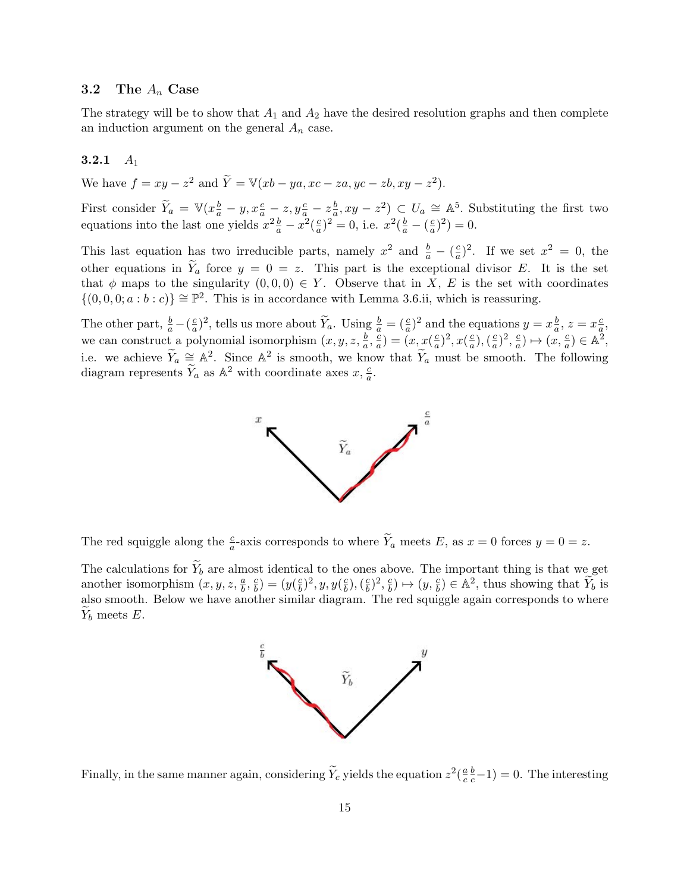### 3.2 The $A_n$ Case

The strategy will be to show that $A_1$ and $A_2$ have the desired resolution graphs and then complete an induction argument on the general $A_n$ case.

#### 3.2.1 $A_1$

We have $f = xy - z^2$ and $\widetilde{Y} = \mathbb{V}(xb - ya, xc - za, yc - zb, xy - z^2)$.

First consider $\widetilde{Y}_a = \mathbb{V}(x\frac{b}{a} - y, x\frac{c}{a} - z, y\frac{c}{a} - z\frac{b}{a}, xy - z^2) \subset U_a \cong \mathbb{A}^5$. Substituting the first two equations into the last one yields $x^2\frac{b}{a} - x^2(\frac{c}{a})^2 = 0$, i.e. $x^2(\frac{b}{a} - (\frac{c}{a})^2) = 0$.

This last equation has two irreducible parts, namely $x^2$ and $\frac{b}{a} - (\frac{c}{a})^2$. If we set $x^2 = 0$, the other equations in $\widetilde{Y}_a$ force $y = 0 = z$. This part is the exceptional divisor $E$. It is the set that $\phi$ maps to the singularity $(0,0,0) \in Y$. Observe that in $X$, $E$ is the set with coordinates $\{(0,0,0; a : b : c)\} \cong \mathbb{P}^2$. This is in accordance with Lemma 3.6.ii, which is reassuring.

The other part, $\frac{b}{a} - (\frac{c}{a})^2$, tells us more about $\widetilde{Y}_a$. Using $\frac{b}{a} = (\frac{c}{a})^2$ and the equations $y = x\frac{b}{a}$, $z = x\frac{c}{a}$, we can construct a polynomial isomorphism $(x, y, z, \frac{b}{a}, \frac{c}{a}) = (x, x(\frac{c}{a})^2, x(\frac{c}{a}), (\frac{c}{a})^2, \frac{c}{a}) \mapsto (x, \frac{c}{a}) \in \mathbb{A}^2$, i.e. we achieve $\widetilde{Y}_a \cong \mathbb{A}^2$. Since $\mathbb{A}^2$ is smooth, we know that $\widetilde{Y}_a$ must be smooth. The following diagram represents $\widetilde{Y}_a$ as $\mathbb{A}^2$ with coordinate axes $x, \frac{c}{a}$.

The red squiggle along the $\frac{c}{a}$-axis corresponds to where $\widetilde{Y}_a$ meets $E$, as $x = 0$ forces $y = 0 = z$.

The calculations for $\widetilde{Y}_b$ are almost identical to the ones above. The important thing is that we get another isomorphism $(x, y, z, \frac{a}{b}, \frac{c}{b}) = (y(\frac{c}{b})^2, y, y(\frac{c}{b}), (\frac{c}{b})^2, \frac{c}{b}) \mapsto (y, \frac{c}{b}) \in \mathbb{A}^2$, thus showing that $\widetilde{Y}_b$ is also smooth. Below we have another similar diagram. The red squiggle again corresponds to where $\widetilde{Y}_b$ meets $E$.

Finally, in the same manner again, considering $\widetilde{Y}_c$ yields the equation $z^2(\frac{a}{c}\frac{b}{c} - 1) = 0$. The interesting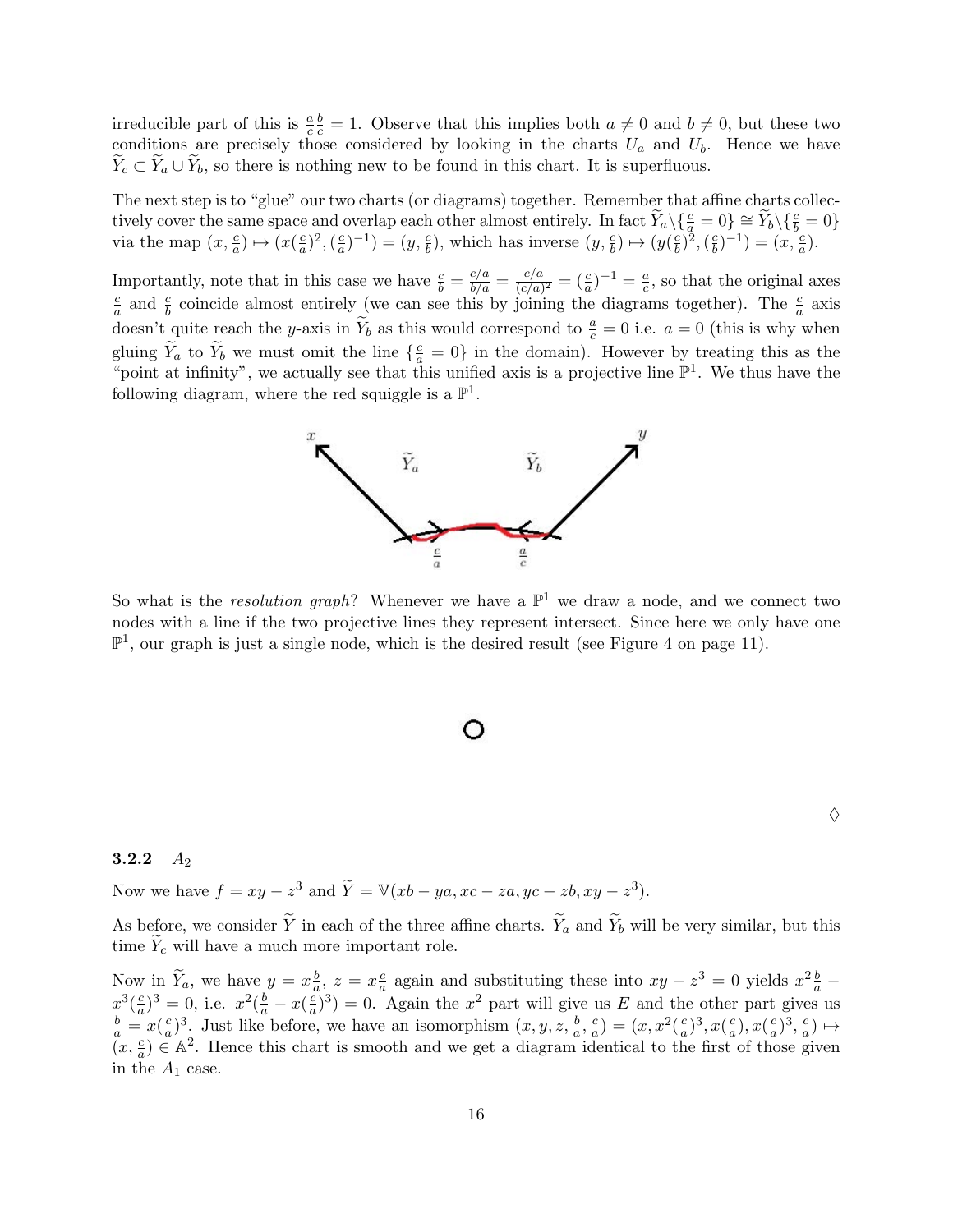irreducible part of this is $\frac{a}{c}\frac{b}{c} = 1$. Observe that this implies both $a \neq 0$ and $b \neq 0$, but these two conditions are precisely those considered by looking in the charts $U_a$ and $U_b$. Hence we have $\widetilde{Y}_c \subset \widetilde{Y}_a \cup \widetilde{Y}_b$, so there is nothing new to be found in this chart. It is superfluous.

The next step is to "glue" our two charts (or diagrams) together. Remember that affine charts collectively cover the same space and overlap each other almost entirely. In fact $\widetilde{Y}_a \backslash \{\frac{c}{a} = 0\} \cong \widetilde{Y}_b \backslash \{\frac{c}{b} = 0\}$ via the map $(x, \frac{c}{a}) \mapsto (x(\frac{c}{a})^2, (\frac{c}{a})^{-1}) = (y, \frac{c}{b})$, which has inverse $(y, \frac{c}{b}) \mapsto (y(\frac{c}{b})^2, (\frac{c}{b})^{-1}) = (x, \frac{c}{a})$.

Importantly, note that in this case we have $\frac{c}{b} = \frac{c/a}{b/a} = \frac{c/a}{(c/a)^2} = (\frac{c}{a})^{-1} = \frac{a}{c}$, so that the original axes $\frac{c}{a}$ and $\frac{c}{b}$ coincide almost entirely (we can see this by joining the diagrams together). The $\frac{c}{a}$ axis doesn't quite reach the $y$-axis in $\widetilde{Y}_b$ as this would correspond to $\frac{a}{c} = 0$ i.e. $a = 0$ (this is why when gluing $\widetilde{Y}_a$ to $\widetilde{Y}_b$ we must omit the line $\{\frac{c}{a} = 0\}$ in the domain). However by treating this as the "point at infinity", we actually see that this unified axis is a projective line $\mathbb{P}^1$. We thus have the following diagram, where the red squiggle is a $\mathbb{P}^1$.

So what is the *resolution graph*? Whenever we have a $\mathbb{P}^1$ we draw a node, and we connect two nodes with a line if the two projective lines they represent intersect. Since here we only have one $\mathbb{P}^1$, our graph is just a single node, which is the desired result (see Figure 4 on page 11).

◊

### 3.2.2 $A_2$

Now we have $f = xy - z^3$ and $\widetilde{Y} = \mathbb{V}(xb - ya, xc - za, yc - zb, xy - z^3)$.

As before, we consider $\widetilde{Y}$ in each of the three affine charts. $\widetilde{Y}_a$ and $\widetilde{Y}_b$ will be very similar, but this time $\widetilde{Y}_c$ will have a much more important role.

Now in $\widetilde{Y}_a$, we have $y = x\frac{b}{a}$, $z = x\frac{c}{a}$ again and substituting these into $xy - z^3 = 0$ yields $x^2\frac{b}{a} - x^3(\frac{c}{a})^3 = 0$, i.e. $x^2(\frac{b}{a} - x(\frac{c}{a})^3) = 0$. Again the $x^2$ part will give us $E$ and the other part gives us $\frac{b}{a} = x(\frac{c}{a})^3$. Just like before, we have an isomorphism $(x, y, z, \frac{b}{a}, \frac{c}{a}) = (x, x^2(\frac{c}{a})^3, x(\frac{c}{a}), x(\frac{c}{a})^3, \frac{c}{a}) \mapsto (x, \frac{c}{a}) \in \mathbb{A}^2$. Hence this chart is smooth and we get a diagram identical to the first of those given in the $A_1$ case.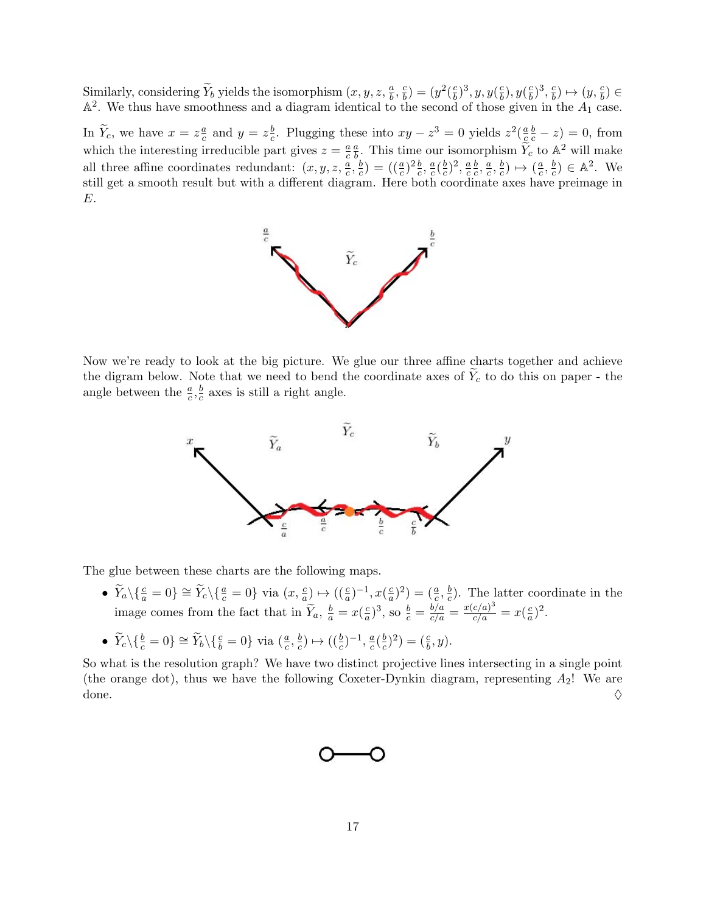Similarly, considering $\widetilde{Y}_b$ yields the isomorphism $(x, y, z, \frac{a}{b}, \frac{c}{b}) = (y^2(\frac{c}{b})^3, y, y(\frac{c}{b}), y(\frac{c}{b})^3, \frac{c}{b}) \mapsto (y, \frac{c}{b}) \in \mathbb{A}^2$. We thus have smoothness and a diagram identical to the second of those given in the $A_1$ case.

In $\widetilde{Y}_c$, we have $x = z\frac{a}{c}$ and $y = z\frac{b}{c}$. Plugging these into $xy - z^3 = 0$ yields $z^2(\frac{a}{c}\frac{b}{c} - z) = 0$, from which the interesting irreducible part gives $z = \frac{a}{c}\frac{a}{b}$. This time our isomorphism $\widetilde{Y}_c$ to $\mathbb{A}^2$ will make all three affine coordinates redundant: $(x, y, z, \frac{a}{c}, \frac{b}{c}) = ((\frac{a}{c})^2\frac{b}{c}, \frac{a}{c}(\frac{b}{c})^2, \frac{a}{c}\frac{b}{c}, \frac{a}{c}, \frac{b}{c}) \mapsto (\frac{a}{c}, \frac{b}{c}) \in \mathbb{A}^2$. We still get a smooth result but with a different diagram. Here both coordinate axes have preimage in $E$.

Now we're ready to look at the big picture. We glue our three affine charts together and achieve the digram below. Note that we need to bend the coordinate axes of $\widetilde{Y}_c$ to do this on paper - the angle between the $\frac{a}{c}, \frac{b}{c}$ axes is still a right angle.

The glue between these charts are the following maps.

- $\widetilde{Y}_a \backslash \{\frac{c}{a} = 0\} \cong \widetilde{Y}_c \backslash \{\frac{a}{c} = 0\}$ via $(x, \frac{c}{a}) \mapsto ((\frac{c}{a})^{-1}, x(\frac{c}{a})^2) = (\frac{a}{c}, \frac{b}{c})$. The latter coordinate in the image comes from the fact that in $\widetilde{Y}_a$, $\frac{b}{a} = x(\frac{c}{a})^3$, so $\frac{b}{c} = \frac{b/a}{c/a} = \frac{x(c/a)^3}{c/a} = x(\frac{c}{a})^2$.
- $\widetilde{Y}_c \backslash \{\frac{b}{c} = 0\} \cong \widetilde{Y}_b \backslash \{\frac{c}{b} = 0\}$ via $(\frac{a}{c}, \frac{b}{c}) \mapsto ((\frac{b}{c})^{-1}, \frac{a}{c}(\frac{b}{c})^2) = (\frac{c}{b}, y)$.

So what is the resolution graph? We have two distinct projective lines intersecting in a single point (the orange dot), thus we have the following Coxeter-Dynkin diagram, representing $A_2$! We are done. ♢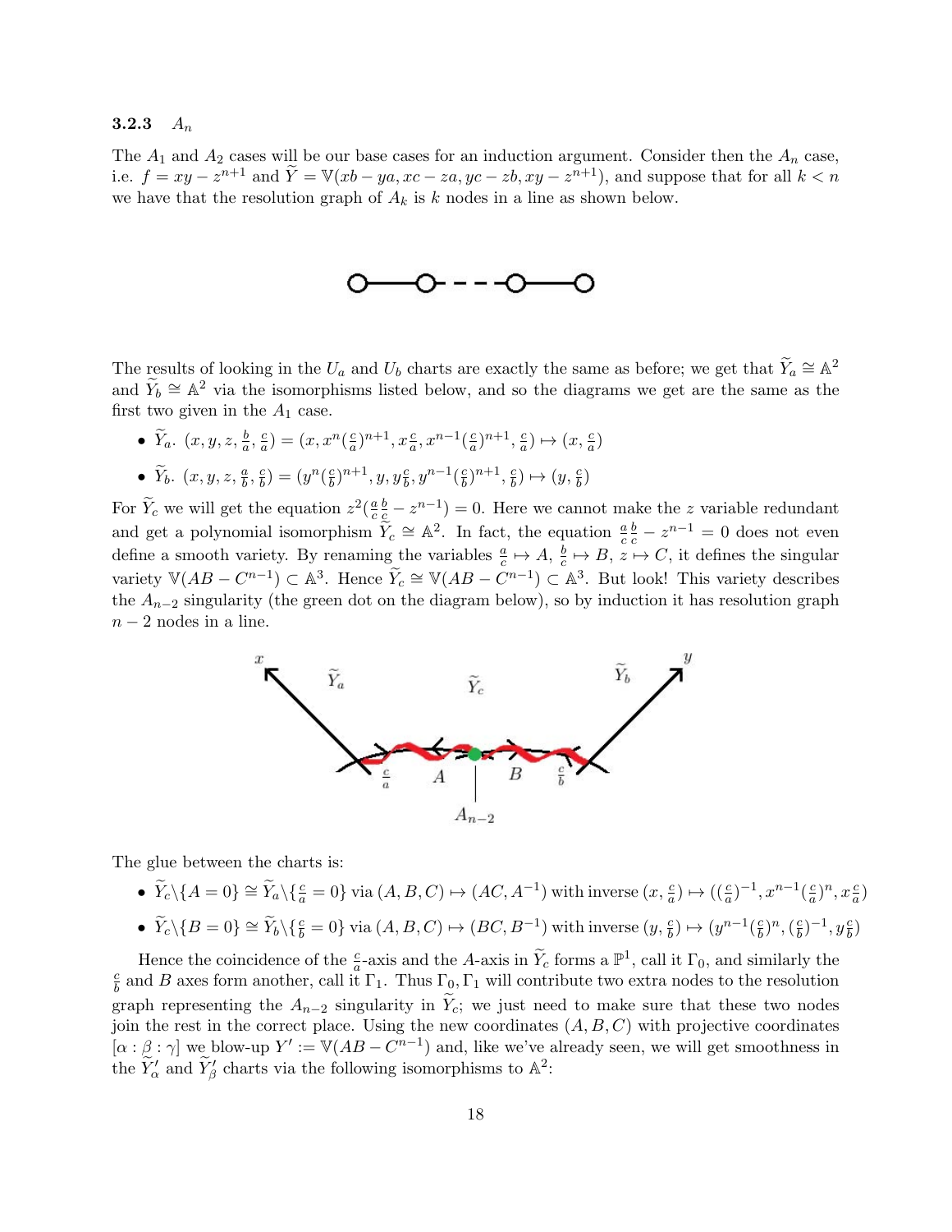### 3.2.3 $A_n$

The $A_1$ and $A_2$ cases will be our base cases for an induction argument. Consider then the $A_n$ case, i.e. $f = xy - z^{n+1}$ and $\widetilde{Y} = \mathbb{V}(xb - ya, xc - za, yc - zb, xy - z^{n+1})$, and suppose that for all $k < n$ we have that the resolution graph of $A_k$ is $k$ nodes in a line as shown below.

The results of looking in the $U_a$ and $U_b$ charts are exactly the same as before; we get that $\widetilde{Y}_a \cong \mathbb{A}^2$ and $\widetilde{Y}_b \cong \mathbb{A}^2$ via the isomorphisms listed below, and so the diagrams we get are the same as the first two given in the $A_1$ case.

- $\widetilde{Y}_a$. $(x, y, z, \frac{b}{a}, \frac{c}{a}) = (x, x^n(\frac{c}{a})^{n+1}, x\frac{c}{a}, x^{n-1}(\frac{c}{a})^{n+1}, \frac{c}{a}) \mapsto (x, \frac{c}{a})$
- $\widetilde{Y}_b$. $(x, y, z, \frac{a}{b}, \frac{c}{b}) = (y^n(\frac{c}{b})^{n+1}, y, y\frac{c}{b}, y^{n-1}(\frac{c}{b})^{n+1}, \frac{c}{b}) \mapsto (y, \frac{c}{b})$

For $\widetilde{Y}_c$ we will get the equation $z^2(\frac{a}{c}\frac{b}{c} - z^{n-1}) = 0$. Here we cannot make the $z$ variable redundant and get a polynomial isomorphism $\widetilde{Y}_c \cong \mathbb{A}^2$. In fact, the equation $\frac{a}{c}\frac{b}{c} - z^{n-1} = 0$ does not even define a smooth variety. By renaming the variables $\frac{a}{c} \mapsto A$, $\frac{b}{c} \mapsto B$, $z \mapsto C$, it defines the singular variety $\mathbb{V}(AB - C^{n-1}) \subset \mathbb{A}^3$. Hence $\widetilde{Y}_c \cong \mathbb{V}(AB - C^{n-1}) \subset \mathbb{A}^3$. But look! This variety describes the $A_{n-2}$ singularity (the green dot on the diagram below), so by induction it has resolution graph $n-2$ nodes in a line.

The glue between the charts is:

- $\widetilde{Y}_c \backslash \{A = 0\} \cong \widetilde{Y}_a \backslash \{\frac{c}{a} = 0\}$ via $(A, B, C) \mapsto (AC, A^{-1})$ with inverse $(x, \frac{c}{a}) \mapsto ((\frac{c}{a})^{-1}, x^{n-1}(\frac{c}{a})^n, x\frac{c}{a})$
- $\widetilde{Y}_c \backslash \{B = 0\} \cong \widetilde{Y}_b \backslash \{\frac{c}{b} = 0\}$ via $(A, B, C) \mapsto (BC, B^{-1})$ with inverse $(y, \frac{c}{b}) \mapsto (y^{n-1}(\frac{c}{b})^n, (\frac{c}{b})^{-1}, y\frac{c}{b})$

Hence the coincidence of the $\frac{c}{a}$-axis and the $A$-axis in $\widetilde{Y}_c$ forms a $\mathbb{P}^1$, call it $\Gamma_0$, and similarly the $\frac{c}{b}$ and $B$ axes form another, call it $\Gamma_1$. Thus $\Gamma_0, \Gamma_1$ will contribute two extra nodes to the resolution graph representing the $A_{n-2}$ singularity in $\widetilde{Y}_c$; we just need to make sure that these two nodes join the rest in the correct place. Using the new coordinates $(A, B, C)$ with projective coordinates $[\alpha : \beta : \gamma]$ we blow-up $Y' := \mathbb{V}(AB - C^{n-1})$ and, like we've already seen, we will get smoothness in the $\widetilde{Y}'_\alpha$ and $\widetilde{Y}'_\beta$ charts via the following isomorphisms to $\mathbb{A}^2$: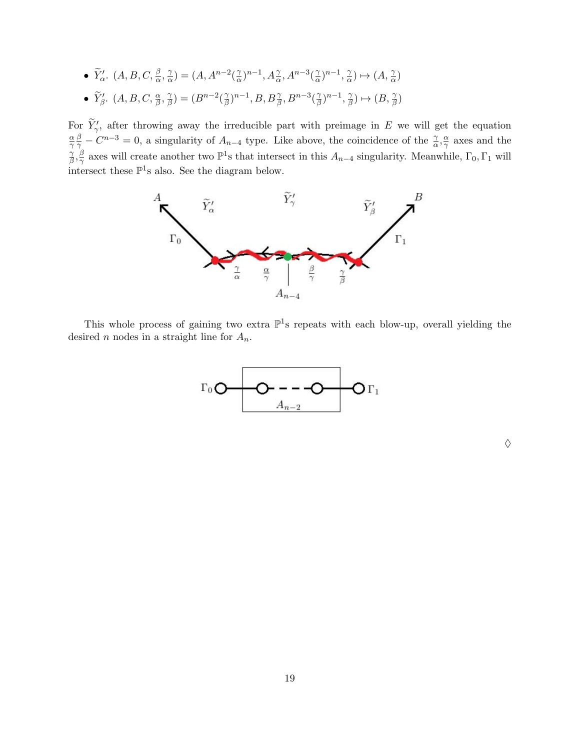- $\widetilde{Y}'_\alpha$. $(A, B, C, \frac{\beta}{\alpha}, \frac{\gamma}{\alpha}) = (A, A^{n-2}(\frac{\gamma}{\alpha})^{n-1}, A\frac{\gamma}{\alpha}, A^{n-3}(\frac{\gamma}{\alpha})^{n-1}, \frac{\gamma}{\alpha}) \mapsto (A, \frac{\gamma}{\alpha})$
- $\widetilde{Y}'_\beta$. $(A, B, C, \frac{\alpha}{\beta}, \frac{\gamma}{\beta}) = (B^{n-2}(\frac{\gamma}{\beta})^{n-1}, B, B\frac{\gamma}{\beta}, B^{n-3}(\frac{\gamma}{\beta})^{n-1}, \frac{\gamma}{\beta}) \mapsto (B, \frac{\gamma}{\beta})$

For $\widetilde{Y}'_\gamma$, after throwing away the irreducible part with preimage in $E$ we will get the equation $\frac{\alpha}{\gamma}\frac{\beta}{\gamma} - C^{n-3} = 0$, a singularity of $A_{n-4}$ type. Like above, the coincidence of the $\frac{\gamma}{\alpha}, \frac{\alpha}{\gamma}$ axes and the $\frac{\gamma}{\beta}, \frac{\beta}{\gamma}$ axes will create another two $\mathbb{P}^1$s that intersect in this $A_{n-4}$ singularity. Meanwhile, $\Gamma_0, \Gamma_1$ will intersect these $\mathbb{P}^1$s also. See the diagram below.

This whole process of gaining two extra $\mathbb{P}^1$s repeats with each blow-up, overall yielding the desired $n$ nodes in a straight line for $A_n$.

$\Diamond$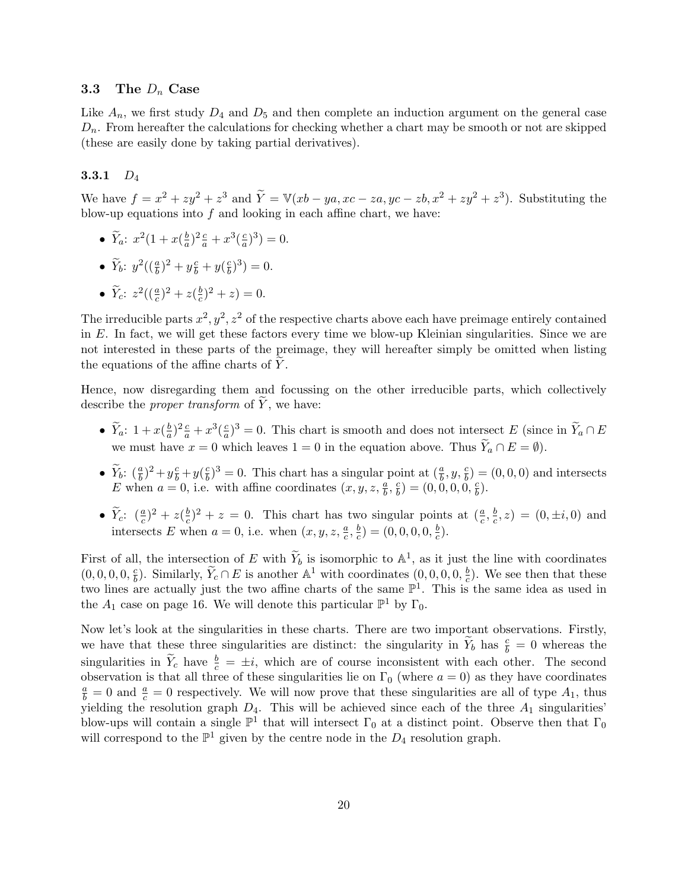### 3.3 The $D_n$ Case

Like $A_n$, we first study $D_4$ and $D_5$ and then complete an induction argument on the general case $D_n$. From hereafter the calculations for checking whether a chart may be smooth or not are skipped (these are easily done by taking partial derivatives).

#### 3.3.1 $D_4$

We have $f = x^2 + zy^2 + z^3$ and $\widetilde{Y} = \mathbb{V}(xb - ya, xc - za, yc - zb, x^2 + zy^2 + z^3)$. Substituting the blow-up equations into $f$ and looking in each affine chart, we have:

- $\widetilde{Y}_a$: $x^2(1 + x(\frac{b}{a})^2\frac{c}{a} + x^3(\frac{c}{a})^3) = 0$.
- $\widetilde{Y}_b$: $y^2((\frac{a}{b})^2 + y\frac{c}{b} + y(\frac{c}{b})^3) = 0$.
- $\widetilde{Y}_c$: $z^2((\frac{a}{c})^2 + z(\frac{b}{c})^2 + z) = 0$.

The irreducible parts $x^2, y^2, z^2$ of the respective charts above each have preimage entirely contained in $E$. In fact, we will get these factors every time we blow-up Kleinian singularities. Since we are not interested in these parts of the preimage, they will hereafter simply be omitted when listing the equations of the affine charts of $\widetilde{Y}$.

Hence, now disregarding them and focussing on the other irreducible parts, which collectively describe the *proper transform* of $\widetilde{Y}$, we have:

- $\widetilde{Y}_a$: $1 + x(\frac{b}{a})^2\frac{c}{a} + x^3(\frac{c}{a})^3 = 0$. This chart is smooth and does not intersect $E$ (since in $\widetilde{Y}_a \cap E$ we must have $x = 0$ which leaves $1 = 0$ in the equation above. Thus $\widetilde{Y}_a \cap E = \emptyset$).
- $\widetilde{Y}_b$: $(\frac{a}{b})^2 + y\frac{c}{b} + y(\frac{c}{b})^3 = 0$. This chart has a singular point at $(\frac{a}{b}, y, \frac{c}{b}) = (0, 0, 0)$ and intersects $E$ when $a = 0$, i.e. with affine coordinates $(x, y, z, \frac{a}{b}, \frac{c}{b}) = (0, 0, 0, 0, \frac{c}{b})$.
- $\widetilde{Y}_c$: $(\frac{a}{c})^2 + z(\frac{b}{c})^2 + z = 0$. This chart has two singular points at $(\frac{a}{c}, \frac{b}{c}, z) = (0, \pm i, 0)$ and intersects $E$ when $a = 0$, i.e. when $(x, y, z, \frac{a}{c}, \frac{b}{c}) = (0, 0, 0, 0, \frac{b}{c})$.

First of all, the intersection of $E$ with $\widetilde{Y}_b$ is isomorphic to $\mathbb{A}^1$, as it just the line with coordinates $(0, 0, 0, 0, \frac{c}{b})$. Similarly, $\widetilde{Y}_c \cap E$ is another $\mathbb{A}^1$ with coordinates $(0, 0, 0, 0, \frac{b}{c})$. We see then that these two lines are actually just the two affine charts of the same $\mathbb{P}^1$. This is the same idea as used in the $A_1$ case on page 16. We will denote this particular $\mathbb{P}^1$ by $\Gamma_0$.

Now let's look at the singularities in these charts. There are two important observations. Firstly, we have that these three singularities are distinct: the singularity in $\widetilde{Y}_b$ has $\frac{c}{b} = 0$ whereas the singularities in $\widetilde{Y}_c$ have $\frac{b}{c} = \pm i$, which are of course inconsistent with each other. The second observation is that all three of these singularities lie on $\Gamma_0$ (where $a = 0$) as they have coordinates $\frac{a}{b} = 0$ and $\frac{a}{c} = 0$ respectively. We will now prove that these singularities are all of type $A_1$, thus yielding the resolution graph $D_4$. This will be achieved since each of the three $A_1$ singularities' blow-ups will contain a single $\mathbb{P}^1$ that will intersect $\Gamma_0$ at a distinct point. Observe then that $\Gamma_0$ will correspond to the $\mathbb{P}^1$ given by the centre node in the $D_4$ resolution graph.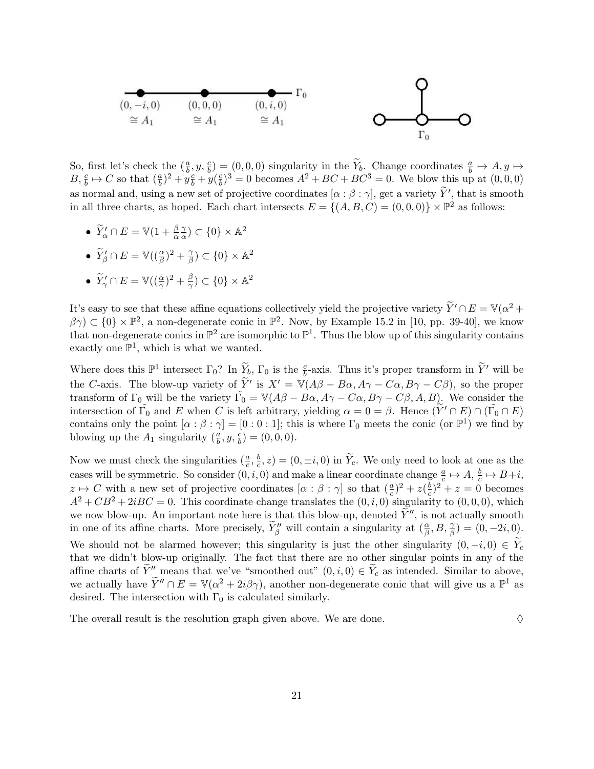(0, −i, 0) ≅ $A_1$ (0, 0, 0) ≅ $A_1$ (0, i, 0) ≅ $A_1$ $\Gamma_0$

$\Gamma_0$

So, first let's check the $(\frac{a}{b}, y, \frac{c}{b}) = (0,0,0)$ singularity in the $\widetilde{Y}_b$. Change coordinates $\frac{a}{b} \mapsto A, y \mapsto B, \frac{c}{b} \mapsto C$ so that $(\frac{a}{b})^2 + y\frac{c}{b} + y(\frac{c}{b})^3 = 0$ becomes $A^2 + BC + BC^3 = 0$. We blow this up at $(0,0,0)$ as normal and, using a new set of projective coordinates $[\alpha : \beta : \gamma]$, get a variety $\widetilde{Y}'$, that is smooth in all three charts, as hoped. Each chart intersects $E = \{(A,B,C) = (0,0,0)\} \times \mathbb{P}^2$ as follows:

- $\widetilde{Y}'_\alpha \cap E = \mathbb{V}(1 + \frac{\beta}{\alpha}\frac{\gamma}{\alpha}) \subset \{0\} \times \mathbb{A}^2$
- $\widetilde{Y}'_\beta \cap E = \mathbb{V}((\frac{\alpha}{\beta})^2 + \frac{\gamma}{\beta}) \subset \{0\} \times \mathbb{A}^2$
- $\widetilde{Y}'_\gamma \cap E = \mathbb{V}((\frac{\alpha}{\gamma})^2 + \frac{\beta}{\gamma}) \subset \{0\} \times \mathbb{A}^2$

It's easy to see that these affine equations collectively yield the projective variety $\widetilde{Y}' \cap E = \mathbb{V}(\alpha^2 + \beta\gamma) \subset \{0\} \times \mathbb{P}^2$, a non-degenerate conic in $\mathbb{P}^2$. Now, by Example 15.2 in [10, pp. 39-40], we know that non-degenerate conics in $\mathbb{P}^2$ are isomorphic to $\mathbb{P}^1$. Thus the blow up of this singularity contains exactly one $\mathbb{P}^1$, which is what we wanted.

Where does this $\mathbb{P}^1$ intersect $\Gamma_0$? In $\widetilde{Y}_b$, $\Gamma_0$ is the $\frac{c}{b}$-axis. Thus it's proper transform in $\widetilde{Y}'$ will be the $C$-axis. The blow-up variety of $\widetilde{Y}'$ is $X' = \mathbb{V}(A\beta - B\alpha, A\gamma - C\alpha, B\gamma - C\beta)$, so the proper transform of $\Gamma_0$ will be the variety $\tilde{\Gamma_0} = \mathbb{V}(A\beta - B\alpha, A\gamma - C\alpha, B\gamma - C\beta, A, B)$. We consider the intersection of $\tilde{\Gamma_0}$ and $E$ when $C$ is left arbitrary, yielding $\alpha = 0 = \beta$. Hence $(\widetilde{Y}' \cap E) \cap (\tilde{\Gamma_0} \cap E)$ contains only the point $[\alpha : \beta : \gamma] = [0 : 0 : 1]$; this is where $\Gamma_0$ meets the conic (or $\mathbb{P}^1$) we find by blowing up the $A_1$ singularity $(\frac{a}{b}, y, \frac{c}{b}) = (0,0,0)$.

Now we must check the singularities $(\frac{a}{c}, \frac{b}{c}, z) = (0, \pm i, 0)$ in $\widetilde{Y}_c$. We only need to look at one as the cases will be symmetric. So consider $(0, i, 0)$ and make a linear coordinate change $\frac{a}{c} \mapsto A$, $\frac{b}{c} \mapsto B + i$, $z \mapsto C$ with a new set of projective coordinates $[\alpha : \beta : \gamma]$ so that $(\frac{a}{c})^2 + z(\frac{b}{c})^2 + z = 0$ becomes $A^2 + CB^2 + 2iBC = 0$. This coordinate change translates the $(0, i, 0)$ singularity to $(0,0,0)$, which we now blow-up. An important note here is that this blow-up, denoted $\widetilde{Y}''$, is not actually smooth in one of its affine charts. More precisely, $\widetilde{Y}''_\beta$ will contain a singularity at $(\frac{\alpha}{\beta}, B, \frac{\gamma}{\beta}) = (0, -2i, 0)$. We should not be alarmed however; this singularity is just the other singularity $(0, -i, 0) \in \widetilde{Y}_c$ that we didn't blow-up originally. The fact that there are no other singular points in any of the affine charts of $\widetilde{Y}''$ means that we've "smoothed out" $(0, i, 0) \in \widetilde{Y}_c$ as intended. Similar to above, we actually have $\widetilde{Y}'' \cap E = \mathbb{V}(\alpha^2 + 2i\beta\gamma)$, another non-degenerate conic that will give us a $\mathbb{P}^1$ as desired. The intersection with $\Gamma_0$ is calculated similarly.

The overall result is the resolution graph given above. We are done. ♢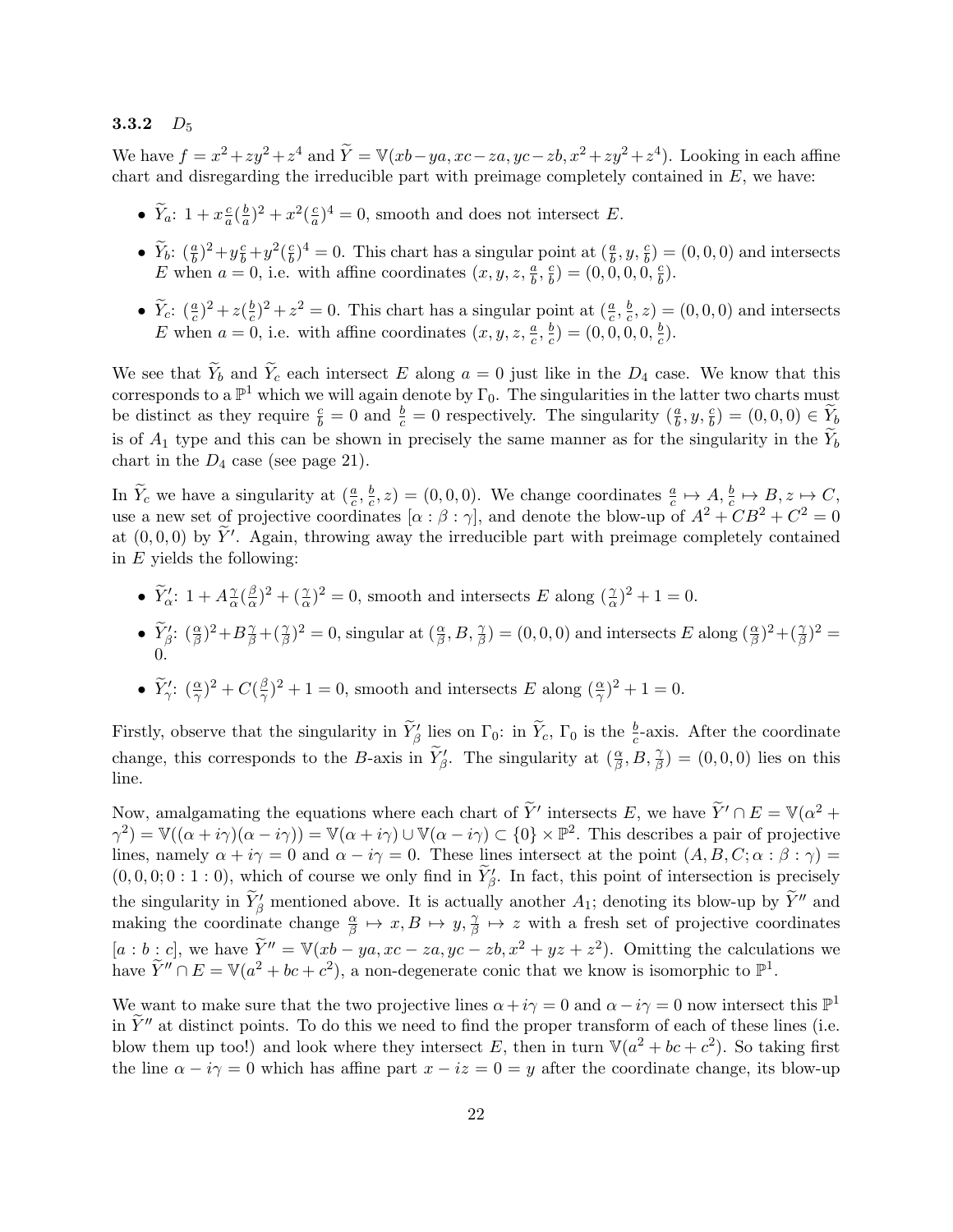### 3.3.2 $D_5$

We have $f = x^2 + zy^2 + z^4$ and $\widetilde{Y} = \mathbb{V}(xb - ya, xc - za, yc - zb, x^2 + zy^2 + z^4)$. Looking in each affine chart and disregarding the irreducible part with preimage completely contained in $E$, we have:

- $\widetilde{Y}_a$: $1 + x\frac{c}{a}(\frac{b}{a})^2 + x^2(\frac{c}{a})^4 = 0$, smooth and does not intersect $E$.
- $\widetilde{Y}_b$: $(\frac{a}{b})^2 + y\frac{c}{b} + y^2(\frac{c}{b})^4 = 0$. This chart has a singular point at $(\frac{a}{b}, y, \frac{c}{b}) = (0, 0, 0)$ and intersects $E$ when $a = 0$, i.e. with affine coordinates $(x, y, z, \frac{a}{b}, \frac{c}{b}) = (0, 0, 0, 0, \frac{c}{b})$.
- $\widetilde{Y}_c$: $(\frac{a}{c})^2 + z(\frac{b}{c})^2 + z^2 = 0$. This chart has a singular point at $(\frac{a}{c}, \frac{b}{c}, z) = (0, 0, 0)$ and intersects $E$ when $a = 0$, i.e. with affine coordinates $(x, y, z, \frac{a}{c}, \frac{b}{c}) = (0, 0, 0, 0, \frac{b}{c})$.

We see that $\widetilde{Y}_b$ and $\widetilde{Y}_c$ each intersect $E$ along $a = 0$ just like in the $D_4$ case. We know that this corresponds to a $\mathbb{P}^1$ which we will again denote by $\Gamma_0$. The singularities in the latter two charts must be distinct as they require $\frac{c}{b} = 0$ and $\frac{b}{c} = 0$ respectively. The singularity $(\frac{a}{b}, y, \frac{c}{b}) = (0, 0, 0) \in \widetilde{Y}_b$ is of $A_1$ type and this can be shown in precisely the same manner as for the singularity in the $\widetilde{Y}_b$ chart in the $D_4$ case (see page 21).

In $\widetilde{Y}_c$ we have a singularity at $(\frac{a}{c}, \frac{b}{c}, z) = (0, 0, 0)$. We change coordinates $\frac{a}{c} \mapsto A, \frac{b}{c} \mapsto B, z \mapsto C$, use a new set of projective coordinates $[\alpha : \beta : \gamma]$, and denote the blow-up of $A^2 + CB^2 + C^2 = 0$ at $(0, 0, 0)$ by $\widetilde{Y}'$. Again, throwing away the irreducible part with preimage completely contained in $E$ yields the following:

- $\widetilde{Y}'_\alpha$: $1 + A\frac{\gamma}{\alpha}(\frac{\beta}{\alpha})^2 + (\frac{\gamma}{\alpha})^2 = 0$, smooth and intersects $E$ along $(\frac{\gamma}{\alpha})^2 + 1 = 0$.
- $\widetilde{Y}'_\beta$: $(\frac{\alpha}{\beta})^2 + B\frac{\gamma}{\beta} + (\frac{\gamma}{\beta})^2 = 0$, singular at $(\frac{\alpha}{\beta}, B, \frac{\gamma}{\beta}) = (0, 0, 0)$ and intersects $E$ along $(\frac{\alpha}{\beta})^2 + (\frac{\gamma}{\beta})^2 = 0$.
- $\widetilde{Y}'_\gamma$: $(\frac{\alpha}{\gamma})^2 + C(\frac{\beta}{\gamma})^2 + 1 = 0$, smooth and intersects $E$ along $(\frac{\alpha}{\gamma})^2 + 1 = 0$.

Firstly, observe that the singularity in $\widetilde{Y}'_\beta$ lies on $\Gamma_0$: in $\widetilde{Y}_c$, $\Gamma_0$ is the $\frac{b}{c}$-axis. After the coordinate change, this corresponds to the $B$-axis in $\widetilde{Y}'_\beta$. The singularity at $(\frac{\alpha}{\beta}, B, \frac{\gamma}{\beta}) = (0, 0, 0)$ lies on this line.

Now, amalgamating the equations where each chart of $\widetilde{Y}'$ intersects $E$, we have $\widetilde{Y}' \cap E = \mathbb{V}(\alpha^2 + \gamma^2) = \mathbb{V}((\alpha + i\gamma)(\alpha - i\gamma)) = \mathbb{V}(\alpha + i\gamma) \cup \mathbb{V}(\alpha - i\gamma) \subset \{0\} \times \mathbb{P}^2$. This describes a pair of projective lines, namely $\alpha + i\gamma = 0$ and $\alpha - i\gamma = 0$. These lines intersect at the point $(A, B, C; \alpha : \beta : \gamma) = (0, 0, 0; 0 : 1 : 0)$, which of course we only find in $\widetilde{Y}'_\beta$. In fact, this point of intersection is precisely the singularity in $\widetilde{Y}'_\beta$ mentioned above. It is actually another $A_1$; denoting its blow-up by $\widetilde{Y}''$ and making the coordinate change $\frac{\alpha}{\beta} \mapsto x, B \mapsto y, \frac{\gamma}{\beta} \mapsto z$ with a fresh set of projective coordinates $[a : b : c]$, we have $\widetilde{Y}'' = \mathbb{V}(xb - ya, xc - za, yc - zb, x^2 + yz + z^2)$. Omitting the calculations we have $\widetilde{Y}'' \cap E = \mathbb{V}(a^2 + bc + c^2)$, a non-degenerate conic that we know is isomorphic to $\mathbb{P}^1$.

We want to make sure that the two projective lines $\alpha + i\gamma = 0$ and $\alpha - i\gamma = 0$ now intersect this $\mathbb{P}^1$ in $\widetilde{Y}''$ at distinct points. To do this we need to find the proper transform of each of these lines (i.e. blow them up too!) and look where they intersect $E$, then in turn $\mathbb{V}(a^2 + bc + c^2)$. So taking first the line $\alpha - i\gamma = 0$ which has affine part $x - iz = 0 = y$ after the coordinate change, its blow-up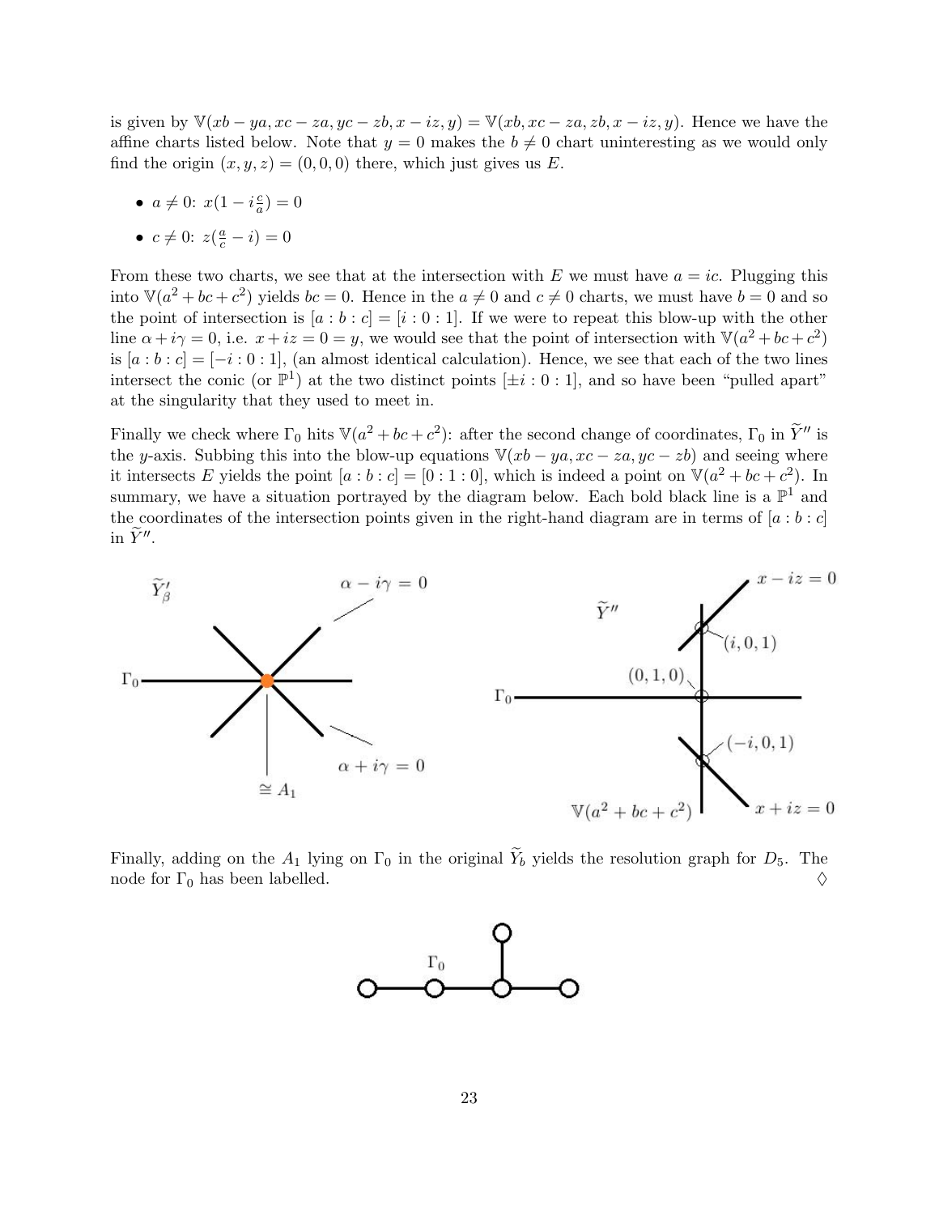is given by $\mathbb{V}(xb - ya, xc - za, yc - zb, x - iz, y) = \mathbb{V}(xb, xc - za, zb, x - iz, y)$. Hence we have the affine charts listed below. Note that $y = 0$ makes the $b \neq 0$ chart uninteresting as we would only find the origin $(x, y, z) = (0, 0, 0)$ there, which just gives us $E$.

- $a \neq 0$: $x(1 - i\frac{c}{a}) = 0$
- $c \neq 0$: $z(\frac{a}{c} - i) = 0$

From these two charts, we see that at the intersection with $E$ we must have $a = ic$. Plugging this into $\mathbb{V}(a^2 + bc + c^2)$ yields $bc = 0$. Hence in the $a \neq 0$ and $c \neq 0$ charts, we must have $b = 0$ and so the point of intersection is $[a : b : c] = [i : 0 : 1]$. If we were to repeat this blow-up with the other line $\alpha + i\gamma = 0$, i.e. $x + iz = 0 = y$, we would see that the point of intersection with $\mathbb{V}(a^2 + bc + c^2)$ is $[a : b : c] = [-i : 0 : 1]$, (an almost identical calculation). Hence, we see that each of the two lines intersect the conic (or $\mathbb{P}^1$) at the two distinct points $[\pm i : 0 : 1]$, and so have been "pulled apart" at the singularity that they used to meet in.

Finally we check where $\Gamma_0$ hits $\mathbb{V}(a^2 + bc + c^2)$: after the second change of coordinates, $\Gamma_0$ in $\widetilde{Y}''$ is the $y$-axis. Subbing this into the blow-up equations $\mathbb{V}(xb - ya, xc - za, yc - zb)$ and seeing where it intersects $E$ yields the point $[a : b : c] = [0 : 1 : 0]$, which is indeed a point on $\mathbb{V}(a^2 + bc + c^2)$. In summary, we have a situation portrayed by the diagram below. Each bold black line is a $\mathbb{P}^1$ and the coordinates of the intersection points given in the right-hand diagram are in terms of $[a : b : c]$ in $\widetilde{Y}''$.

Finally, adding on the $A_1$ lying on $\Gamma_0$ in the original $\widetilde{Y}_b$ yields the resolution graph for $D_5$. The node for $\Gamma_0$ has been labelled. ♢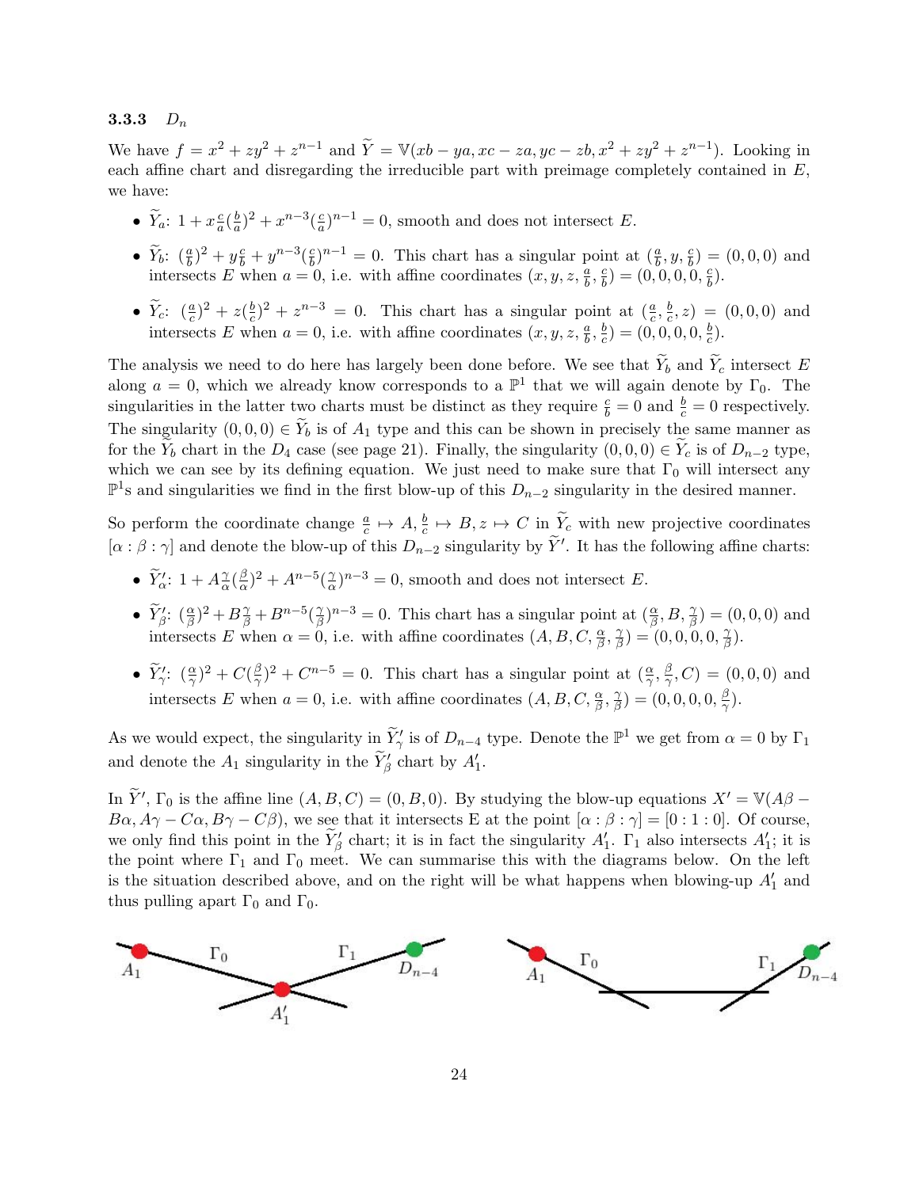### 3.3.3 $D_n$

We have $f = x^2 + zy^2 + z^{n-1}$ and $\widetilde{Y} = \mathbb{V}(xb - ya, xc - za, yc - zb, x^2 + zy^2 + z^{n-1})$. Looking in each affine chart and disregarding the irreducible part with preimage completely contained in $E$, we have:

- $\widetilde{Y}_a$: $1 + x\frac{c}{a}(\frac{b}{a})^2 + x^{n-3}(\frac{c}{a})^{n-1} = 0$, smooth and does not intersect $E$.
- $\widetilde{Y}_b$: $(\frac{a}{b})^2 + y\frac{c}{b} + y^{n-3}(\frac{c}{b})^{n-1} = 0$. This chart has a singular point at $(\frac{a}{b}, y, \frac{c}{b}) = (0, 0, 0)$ and intersects $E$ when $a = 0$, i.e. with affine coordinates $(x, y, z, \frac{a}{b}, \frac{c}{b}) = (0, 0, 0, 0, \frac{c}{b})$.
- $\widetilde{Y}_c$: $(\frac{a}{c})^2 + z(\frac{b}{c})^2 + z^{n-3} = 0$. This chart has a singular point at $(\frac{a}{c}, \frac{b}{c}, z) = (0, 0, 0)$ and intersects $E$ when $a = 0$, i.e. with affine coordinates $(x, y, z, \frac{a}{b}, \frac{b}{c}) = (0, 0, 0, 0, \frac{b}{c})$.

The analysis we need to do here has largely been done before. We see that $\widetilde{Y}_b$ and $\widetilde{Y}_c$ intersect $E$ along $a = 0$, which we already know corresponds to a $\mathbb{P}^1$ that we will again denote by $\Gamma_0$. The singularities in the latter two charts must be distinct as they require $\frac{c}{b} = 0$ and $\frac{b}{c} = 0$ respectively. The singularity $(0, 0, 0) \in \widetilde{Y}_b$ is of $A_1$ type and this can be shown in precisely the same manner as for the $\widetilde{Y}_b$ chart in the $D_4$ case (see page 21). Finally, the singularity $(0, 0, 0) \in \widetilde{Y}_c$ is of $D_{n-2}$ type, which we can see by its defining equation. We just need to make sure that $\Gamma_0$ will intersect any $\mathbb{P}^1$s and singularities we find in the first blow-up of this $D_{n-2}$ singularity in the desired manner.

So perform the coordinate change $\frac{a}{c} \mapsto A, \frac{b}{c} \mapsto B, z \mapsto C$ in $\widetilde{Y}_c$ with new projective coordinates $[\alpha : \beta : \gamma]$ and denote the blow-up of this $D_{n-2}$ singularity by $\widetilde{Y}'$. It has the following affine charts:

- $\widetilde{Y}'_\alpha$: $1 + A\frac{\gamma}{\alpha}(\frac{\beta}{\alpha})^2 + A^{n-5}(\frac{\gamma}{\alpha})^{n-3} = 0$, smooth and does not intersect $E$.
- $\widetilde{Y}'_\beta$: $(\frac{\alpha}{\beta})^2 + B\frac{\gamma}{\beta} + B^{n-5}(\frac{\gamma}{\beta})^{n-3} = 0$. This chart has a singular point at $(\frac{\alpha}{\beta}, B, \frac{\gamma}{\beta}) = (0, 0, 0)$ and intersects $E$ when $\alpha = 0$, i.e. with affine coordinates $(A, B, C, \frac{\alpha}{\beta}, \frac{\gamma}{\beta}) = (0, 0, 0, 0, \frac{\gamma}{\beta})$.
- $\widetilde{Y}'_\gamma$: $(\frac{\alpha}{\gamma})^2 + C(\frac{\beta}{\gamma})^2 + C^{n-5} = 0$. This chart has a singular point at $(\frac{\alpha}{\gamma}, \frac{\beta}{\gamma}, C) = (0, 0, 0)$ and intersects $E$ when $a = 0$, i.e. with affine coordinates $(A, B, C, \frac{\alpha}{\beta}, \frac{\gamma}{\beta}) = (0, 0, 0, 0, \frac{\beta}{\gamma})$.

As we would expect, the singularity in $\widetilde{Y}'_\gamma$ is of $D_{n-4}$ type. Denote the $\mathbb{P}^1$ we get from $\alpha = 0$ by $\Gamma_1$ and denote the $A_1$ singularity in the $\widetilde{Y}'_\beta$ chart by $A'_1$.

In $\widetilde{Y}'$, $\Gamma_0$ is the affine line $(A, B, C) = (0, B, 0)$. By studying the blow-up equations $X' = \mathbb{V}(A\beta - B\alpha, A\gamma - C\alpha, B\gamma - C\beta)$, we see that it intersects E at the point $[\alpha : \beta : \gamma] = [0 : 1 : 0]$. Of course, we only find this point in the $\widetilde{Y}'_\beta$ chart; it is in fact the singularity $A'_1$. $\Gamma_1$ also intersects $A'_1$; it is the point where $\Gamma_1$ and $\Gamma_0$ meet. We can summarise this with the diagrams below. On the left is the situation described above, and on the right will be what happens when blowing-up $A'_1$ and thus pulling apart $\Gamma_0$ and $\Gamma_0$.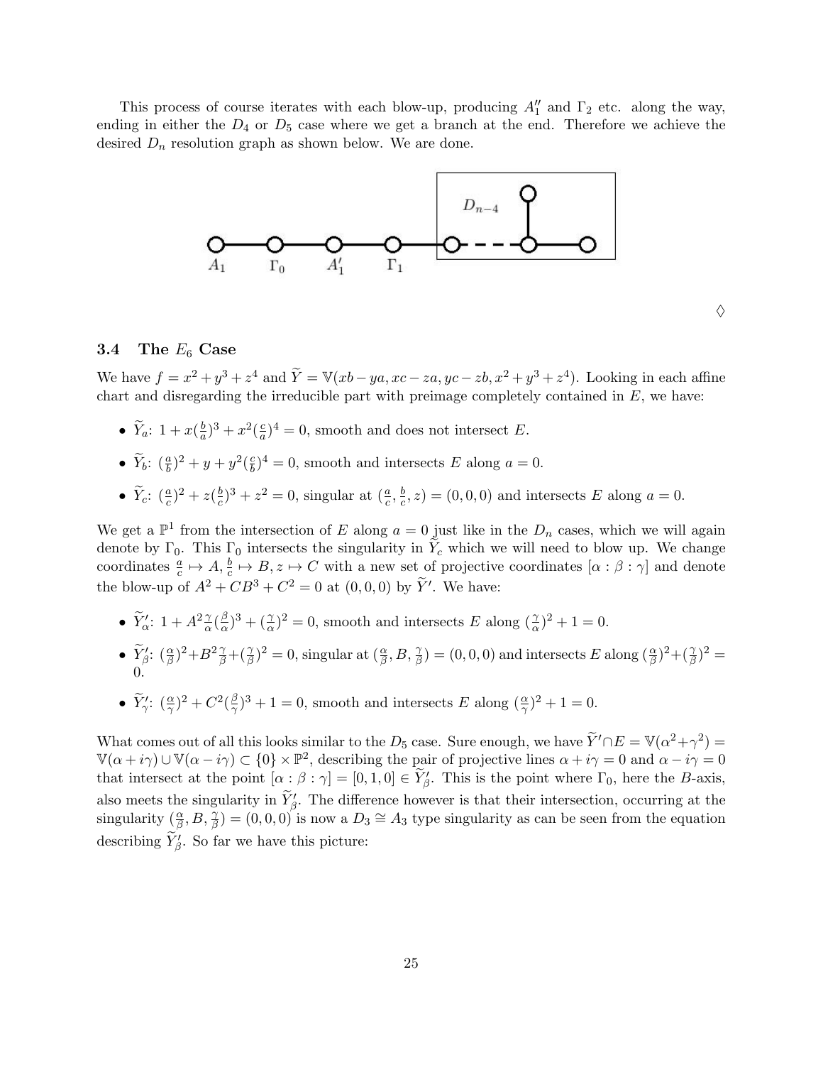This process of course iterates with each blow-up, producing $A_1''$ and $\Gamma_2$ etc. along the way, ending in either the $D_4$ or $D_5$ case where we get a branch at the end. Therefore we achieve the desired $D_n$ resolution graph as shown below. We are done.

$\Diamond$

### 3.4 The $E_6$ Case

We have $f = x^2 + y^3 + z^4$ and $\widetilde{Y} = \mathbb{V}(xb - ya, xc - za, yc - zb, x^2 + y^3 + z^4)$. Looking in each affine chart and disregarding the irreducible part with preimage completely contained in $E$, we have:

- $\widetilde{Y}_a$: $1 + x(\frac{b}{a})^3 + x^2(\frac{c}{a})^4 = 0$, smooth and does not intersect $E$.
- $\widetilde{Y}_b$: $(\frac{a}{b})^2 + y + y^2(\frac{c}{b})^4 = 0$, smooth and intersects $E$ along $a = 0$.
- $\widetilde{Y}_c$: $(\frac{a}{c})^2 + z(\frac{b}{c})^3 + z^2 = 0$, singular at $(\frac{a}{c}, \frac{b}{c}, z) = (0, 0, 0)$ and intersects $E$ along $a = 0$.

We get a $\mathbb{P}^1$ from the intersection of $E$ along $a = 0$ just like in the $D_n$ cases, which we will again denote by $\Gamma_0$. This $\Gamma_0$ intersects the singularity in $\widetilde{Y}_c$ which we will need to blow up. We change coordinates $\frac{a}{c} \mapsto A$, $\frac{b}{c} \mapsto B$, $z \mapsto C$ with a new set of projective coordinates $[\alpha : \beta : \gamma]$ and denote the blow-up of $A^2 + CB^3 + C^2 = 0$ at $(0, 0, 0)$ by $\widetilde{Y}'$. We have:

- $\widetilde{Y}'_\alpha$: $1 + A^2\frac{\gamma}{\alpha}(\frac{\beta}{\alpha})^3 + (\frac{\gamma}{\alpha})^2 = 0$, smooth and intersects $E$ along $(\frac{\gamma}{\alpha})^2 + 1 = 0$.
- $\widetilde{Y}'_\beta$: $(\frac{\alpha}{\beta})^2 + B^2\frac{\gamma}{\beta} + (\frac{\gamma}{\beta})^2 = 0$, singular at $(\frac{\alpha}{\beta}, B, \frac{\gamma}{\beta}) = (0, 0, 0)$ and intersects $E$ along $(\frac{\alpha}{\beta})^2 + (\frac{\gamma}{\beta})^2 = 0$.
- $\widetilde{Y}'_\gamma$: $(\frac{\alpha}{\gamma})^2 + C^2(\frac{\beta}{\gamma})^3 + 1 = 0$, smooth and intersects $E$ along $(\frac{\alpha}{\gamma})^2 + 1 = 0$.

What comes out of all this looks similar to the $D_5$ case. Sure enough, we have $\widetilde{Y}' \cap E = \mathbb{V}(\alpha^2 + \gamma^2) = \mathbb{V}(\alpha + i\gamma) \cup \mathbb{V}(\alpha - i\gamma) \subset \{0\} \times \mathbb{P}^2$, describing the pair of projective lines $\alpha + i\gamma = 0$ and $\alpha - i\gamma = 0$ that intersect at the point $[\alpha : \beta : \gamma] = [0, 1, 0] \in \widetilde{Y}'_\beta$. This is the point where $\Gamma_0$, here the $B$-axis, also meets the singularity in $\widetilde{Y}'_\beta$. The difference however is that their intersection, occurring at the singularity $(\frac{\alpha}{\beta}, B, \frac{\gamma}{\beta}) = (0, 0, 0)$ is now a $D_3 \cong A_3$ type singularity as can be seen from the equation describing $\widetilde{Y}'_\beta$. So far we have this picture: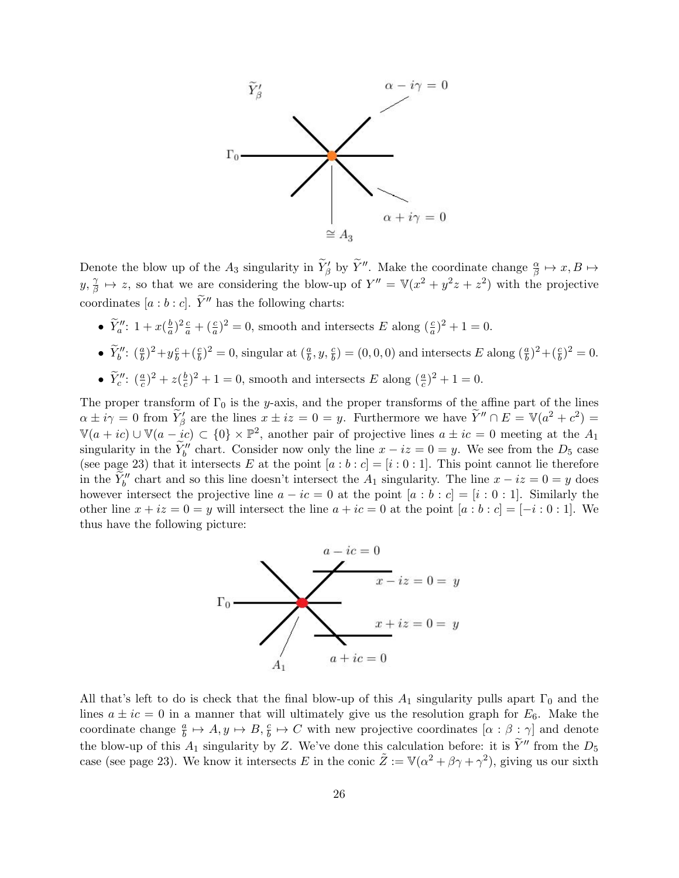Denote the blow up of the $A_3$ singularity in $\widetilde{Y}'_\beta$ by $\widetilde{Y}''$. Make the coordinate change $\frac{\alpha}{\beta} \mapsto x, B \mapsto y, \frac{\gamma}{\beta} \mapsto z$, so that we are considering the blow-up of $Y'' = \mathbb{V}(x^2 + y^2 z + z^2)$ with the projective coordinates $[a : b : c]$. $\widetilde{Y}''$ has the following charts:

- $\widetilde{Y}''_a$: $1 + x(\frac{b}{a})^2 \frac{c}{a} + (\frac{c}{a})^2 = 0$, smooth and intersects $E$ along $(\frac{c}{a})^2 + 1 = 0$.
- $\widetilde{Y}''_b$: $(\frac{a}{b})^2 + y\frac{c}{b} + (\frac{c}{b})^2 = 0$, singular at $(\frac{a}{b}, y, \frac{c}{b}) = (0, 0, 0)$ and intersects $E$ along $(\frac{a}{b})^2 + (\frac{c}{b})^2 = 0$.
- $\widetilde{Y}''_c$: $(\frac{a}{c})^2 + z(\frac{b}{c})^2 + 1 = 0$, smooth and intersects $E$ along $(\frac{a}{c})^2 + 1 = 0$.

The proper transform of $\Gamma_0$ is the $y$-axis, and the proper transforms of the affine part of the lines $\alpha \pm i\gamma = 0$ from $\widetilde{Y}'_\beta$ are the lines $x \pm iz = 0 = y$. Furthermore we have $\widetilde{Y}'' \cap E = \mathbb{V}(a^2 + c^2) = \mathbb{V}(a + ic) \cup \mathbb{V}(a - ic) \subset \{0\} \times \mathbb{P}^2$, another pair of projective lines $a \pm ic = 0$ meeting at the $A_1$ singularity in the $\widetilde{Y}''_b$ chart. Consider now only the line $x - iz = 0 = y$. We see from the $D_5$ case (see page 23) that it intersects $E$ at the point $[a : b : c] = [i : 0 : 1]$. This point cannot lie therefore in the $\widetilde{Y}''_b$ chart and so this line doesn't intersect the $A_1$ singularity. The line $x - iz = 0 = y$ does however intersect the projective line $a - ic = 0$ at the point $[a : b : c] = [i : 0 : 1]$. Similarly the other line $x + iz = 0 = y$ will intersect the line $a + ic = 0$ at the point $[a : b : c] = [-i : 0 : 1]$. We thus have the following picture:

All that's left to do is check that the final blow-up of this $A_1$ singularity pulls apart $\Gamma_0$ and the lines $a \pm ic = 0$ in a manner that will ultimately give us the resolution graph for $E_6$. Make the coordinate change $\frac{a}{b} \mapsto A, y \mapsto B, \frac{c}{b} \mapsto C$ with new projective coordinates $[\alpha : \beta : \gamma]$ and denote the blow-up of this $A_1$ singularity by $Z$. We've done this calculation before: it is $\widetilde{Y}''$ from the $D_5$ case (see page 23). We know it intersects $E$ in the conic $\tilde{Z} := \mathbb{V}(\alpha^2 + \beta\gamma + \gamma^2)$, giving us our sixth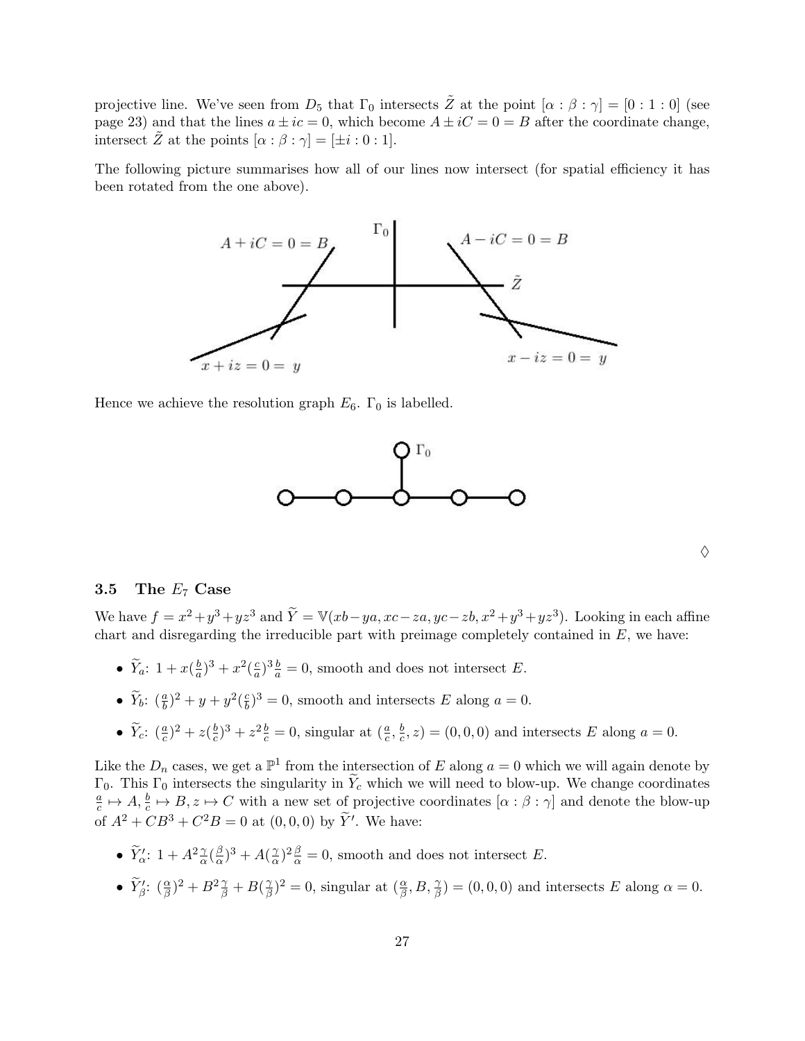projective line. We've seen from $D_5$ that $\Gamma_0$ intersects $\tilde{Z}$ at the point $[\alpha : \beta : \gamma] = [0 : 1 : 0]$ (see page 23) and that the lines $a \pm ic = 0$, which become $A \pm iC = 0 = B$ after the coordinate change, intersect $\tilde{Z}$ at the points $[\alpha : \beta : \gamma] = [\pm i : 0 : 1]$.

The following picture summarises how all of our lines now intersect (for spatial efficiency it has been rotated from the one above).

Hence we achieve the resolution graph $E_6$. $\Gamma_0$ is labelled.

$\Diamond$

### 3.5 The $E_7$ Case

We have $f = x^2 + y^3 + yz^3$ and $\widetilde{Y} = \mathbb{V}(xb - ya, xc - za, yc - zb, x^2 + y^3 + yz^3)$. Looking in each affine chart and disregarding the irreducible part with preimage completely contained in $E$, we have:

- $\widetilde{Y}_a$: $1 + x(\frac{b}{a})^3 + x^2(\frac{c}{a})^3\frac{b}{a} = 0$, smooth and does not intersect $E$.
- $\widetilde{Y}_b$: $(\frac{a}{b})^2 + y + y^2(\frac{c}{b})^3 = 0$, smooth and intersects $E$ along $a = 0$.
- $\widetilde{Y}_c$: $(\frac{a}{c})^2 + z(\frac{b}{c})^3 + z^2\frac{b}{c} = 0$, singular at $(\frac{a}{c}, \frac{b}{c}, z) = (0, 0, 0)$ and intersects $E$ along $a = 0$.

Like the $D_n$ cases, we get a $\mathbb{P}^1$ from the intersection of $E$ along $a = 0$ which we will again denote by $\Gamma_0$. This $\Gamma_0$ intersects the singularity in $\widetilde{Y}_c$ which we will need to blow-up. We change coordinates $\frac{a}{c} \mapsto A, \frac{b}{c} \mapsto B, z \mapsto C$ with a new set of projective coordinates $[\alpha : \beta : \gamma]$ and denote the blow-up of $A^2 + CB^3 + C^2B = 0$ at $(0, 0, 0)$ by $\widetilde{Y}'$. We have:

- $\widetilde{Y}'_\alpha$: $1 + A^2\frac{\gamma}{\alpha}(\frac{\beta}{\alpha})^3 + A(\frac{\gamma}{\alpha})^2\frac{\beta}{\alpha} = 0$, smooth and does not intersect $E$.
- $\widetilde{Y}'_\beta$: $(\frac{\alpha}{\beta})^2 + B^2\frac{\gamma}{\beta} + B(\frac{\gamma}{\beta})^2 = 0$, singular at $(\frac{\alpha}{\beta}, B, \frac{\gamma}{\beta}) = (0, 0, 0)$ and intersects $E$ along $\alpha = 0$.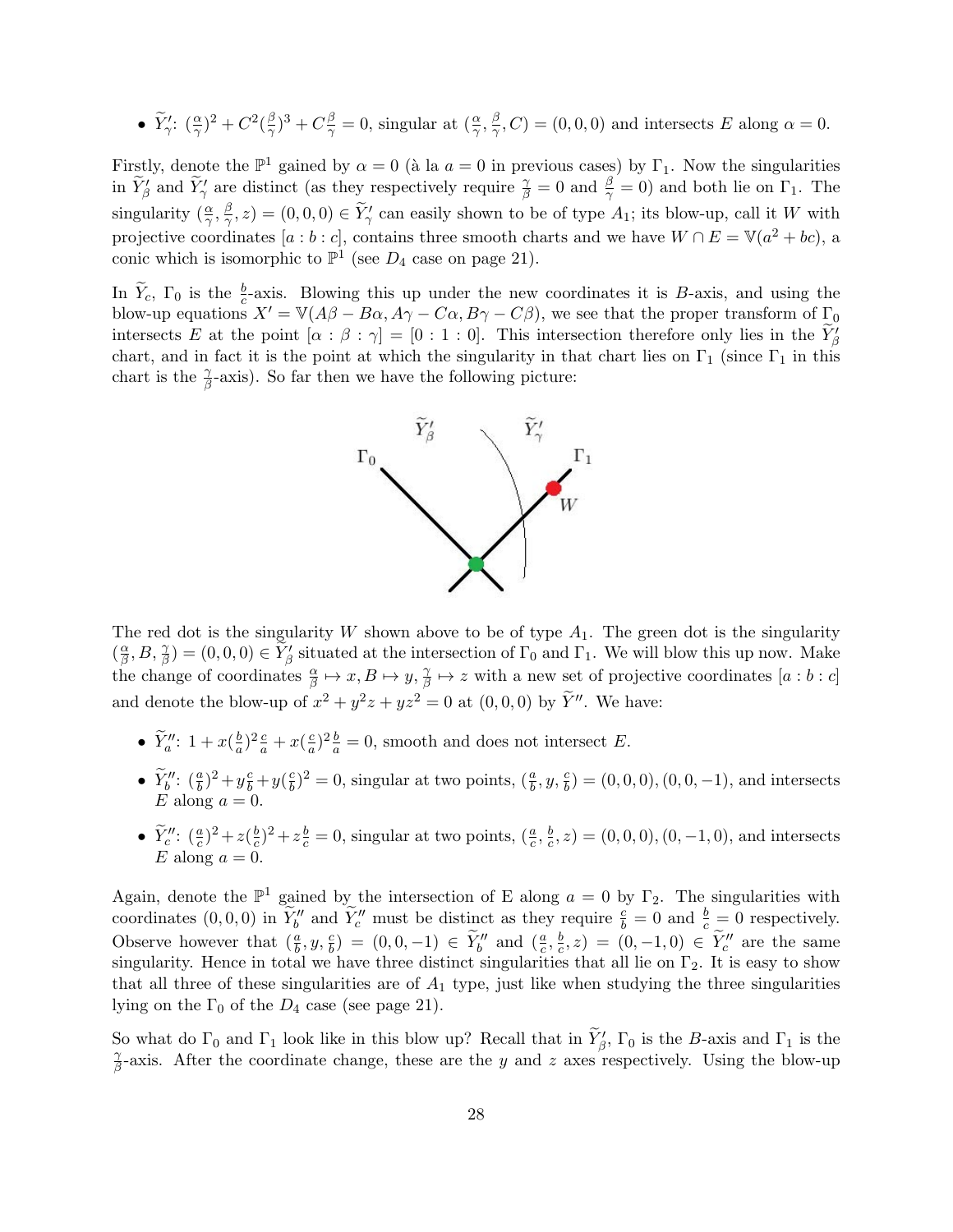- $\widetilde{Y}'_\gamma$: $(\frac{\alpha}{\gamma})^2 + C^2(\frac{\beta}{\gamma})^3 + C\frac{\beta}{\gamma} = 0$, singular at $(\frac{\alpha}{\gamma}, \frac{\beta}{\gamma}, C) = (0,0,0)$ and intersects $E$ along $\alpha = 0$.

Firstly, denote the $\mathbb{P}^1$ gained by $\alpha = 0$ (à la $a = 0$ in previous cases) by $\Gamma_1$. Now the singularities in $\widetilde{Y}'_\beta$ and $\widetilde{Y}'_\gamma$ are distinct (as they respectively require $\frac{\gamma}{\beta} = 0$ and $\frac{\beta}{\gamma} = 0$) and both lie on $\Gamma_1$. The singularity $(\frac{\alpha}{\gamma}, \frac{\beta}{\gamma}, z) = (0,0,0) \in \widetilde{Y}'_\gamma$ can easily shown to be of type $A_1$; its blow-up, call it $W$ with projective coordinates $[a : b : c]$, contains three smooth charts and we have $W \cap E = \mathbb{V}(a^2 + bc)$, a conic which is isomorphic to $\mathbb{P}^1$ (see $D_4$ case on page 21).

In $\widetilde{Y}_c$, $\Gamma_0$ is the $\frac{b}{c}$-axis. Blowing this up under the new coordinates it is $B$-axis, and using the blow-up equations $X' = \mathbb{V}(A\beta - B\alpha, A\gamma - C\alpha, B\gamma - C\beta)$, we see that the proper transform of $\Gamma_0$ intersects $E$ at the point $[\alpha : \beta : \gamma] = [0 : 1 : 0]$. This intersection therefore only lies in the $\widetilde{Y}'_\beta$ chart, and in fact it is the point at which the singularity in that chart lies on $\Gamma_1$ (since $\Gamma_1$ in this chart is the $\frac{\gamma}{\beta}$-axis). So far then we have the following picture:

The red dot is the singularity $W$ shown above to be of type $A_1$. The green dot is the singularity $(\frac{\alpha}{\beta}, B, \frac{\gamma}{\beta}) = (0,0,0) \in \widetilde{Y}'_\beta$ situated at the intersection of $\Gamma_0$ and $\Gamma_1$. We will blow this up now. Make the change of coordinates $\frac{\alpha}{\beta} \mapsto x, B \mapsto y, \frac{\gamma}{\beta} \mapsto z$ with a new set of projective coordinates $[a : b : c]$ and denote the blow-up of $x^2 + y^2 z + yz^2 = 0$ at $(0,0,0)$ by $\widetilde{Y}''$. We have:

- $\widetilde{Y}''_a$: $1 + x(\frac{b}{a})^2\frac{c}{a} + x(\frac{c}{a})^2\frac{b}{a} = 0$, smooth and does not intersect $E$.
- $\widetilde{Y}''_b$: $(\frac{a}{b})^2 + y\frac{c}{b} + y(\frac{c}{b})^2 = 0$, singular at two points, $(\frac{a}{b}, y, \frac{c}{b}) = (0,0,0), (0,0,-1)$, and intersects $E$ along $a = 0$.
- $\widetilde{Y}''_c$: $(\frac{a}{c})^2 + z(\frac{b}{c})^2 + z\frac{b}{c} = 0$, singular at two points, $(\frac{a}{c}, \frac{b}{c}, z) = (0,0,0), (0,-1,0)$, and intersects $E$ along $a = 0$.

Again, denote the $\mathbb{P}^1$ gained by the intersection of E along $a = 0$ by $\Gamma_2$. The singularities with coordinates $(0,0,0)$ in $\widetilde{Y}''_b$ and $\widetilde{Y}''_c$ must be distinct as they require $\frac{c}{b} = 0$ and $\frac{b}{c} = 0$ respectively. Observe however that $(\frac{a}{b}, y, \frac{c}{b}) = (0,0,-1) \in \widetilde{Y}''_b$ and $(\frac{a}{c}, \frac{b}{c}, z) = (0,-1,0) \in \widetilde{Y}''_c$ are the same singularity. Hence in total we have three distinct singularities that all lie on $\Gamma_2$. It is easy to show that all three of these singularities are of $A_1$ type, just like when studying the three singularities lying on the $\Gamma_0$ of the $D_4$ case (see page 21).

So what do $\Gamma_0$ and $\Gamma_1$ look like in this blow up? Recall that in $\widetilde{Y}'_\beta$, $\Gamma_0$ is the $B$-axis and $\Gamma_1$ is the $\frac{\gamma}{\beta}$-axis. After the coordinate change, these are the $y$ and $z$ axes respectively. Using the blow-up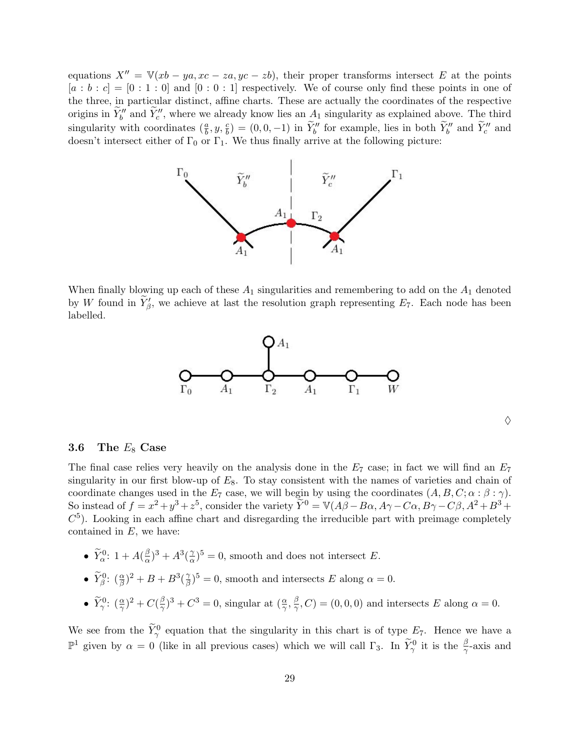equations $X'' = \mathbb{V}(xb - ya, xc - za, yc - zb)$, their proper transforms intersect $E$ at the points $[a : b : c] = [0 : 1 : 0]$ and $[0 : 0 : 1]$ respectively. We of course only find these points in one of the three, in particular distinct, affine charts. These are actually the coordinates of the respective origins in $\widetilde{Y}_b''$ and $\widetilde{Y}_c''$, where we already know lies an $A_1$ singularity as explained above. The third singularity with coordinates $(\frac{a}{b}, y, \frac{c}{b}) = (0, 0, -1)$ in $\widetilde{Y}_b''$ for example, lies in both $\widetilde{Y}_b''$ and $\widetilde{Y}_c''$ and doesn't intersect either of $\Gamma_0$ or $\Gamma_1$. We thus finally arrive at the following picture:

When finally blowing up each of these $A_1$ singularities and remembering to add on the $A_1$ denoted by $W$ found in $\widetilde{Y}_\beta'$, we achieve at last the resolution graph representing $E_7$. Each node has been labelled.

$\diamondsuit$

### 3.6 The $E_8$ Case

The final case relies very heavily on the analysis done in the $E_7$ case; in fact we will find an $E_7$ singularity in our first blow-up of $E_8$. To stay consistent with the names of varieties and chain of coordinate changes used in the $E_7$ case, we will begin by using the coordinates $(A, B, C; \alpha : \beta : \gamma)$. So instead of $f = x^2 + y^3 + z^5$, consider the variety $\widetilde{Y}^0 = \mathbb{V}(A\beta - B\alpha, A\gamma - C\alpha, B\gamma - C\beta, A^2 + B^3 + C^5)$. Looking in each affine chart and disregarding the irreducible part with preimage completely contained in $E$, we have:

- $\widetilde{Y}_\alpha^0$: $1 + A(\frac{\beta}{\alpha})^3 + A^3(\frac{\gamma}{\alpha})^5 = 0$, smooth and does not intersect $E$.
- $\widetilde{Y}_\beta^0$: $(\frac{\alpha}{\beta})^2 + B + B^3(\frac{\gamma}{\beta})^5 = 0$, smooth and intersects $E$ along $\alpha = 0$.
- $\widetilde{Y}_\gamma^0$: $(\frac{\alpha}{\gamma})^2 + C(\frac{\beta}{\gamma})^3 + C^3 = 0$, singular at $(\frac{\alpha}{\gamma}, \frac{\beta}{\gamma}, C) = (0, 0, 0)$ and intersects $E$ along $\alpha = 0$.

We see from the $\widetilde{Y}_\gamma^0$ equation that the singularity in this chart is of type $E_7$. Hence we have a $\mathbb{P}^1$ given by $\alpha = 0$ (like in all previous cases) which we will call $\Gamma_3$. In $\widetilde{Y}_\gamma^0$ it is the $\frac{\beta}{\gamma}$-axis and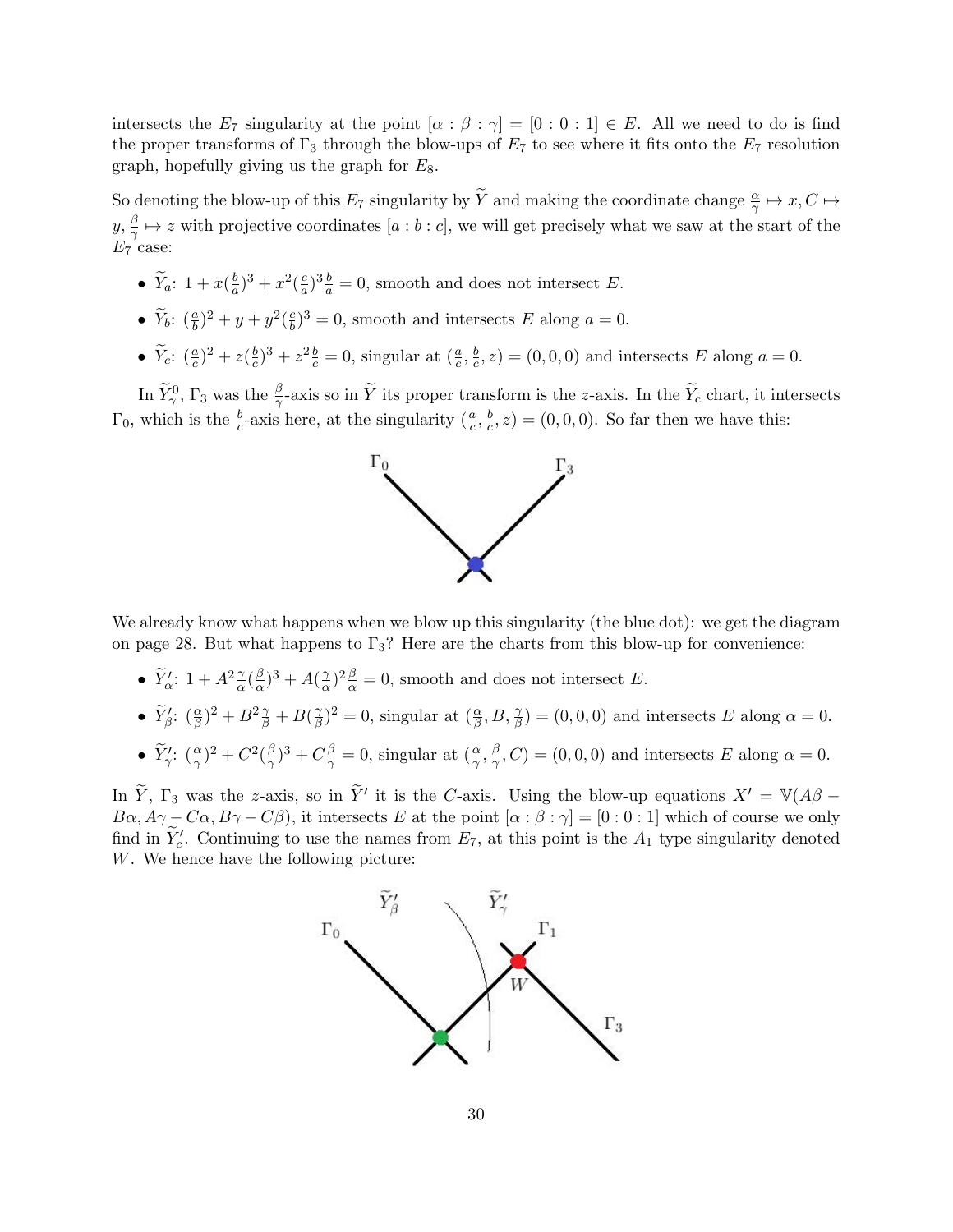intersects the $E_7$ singularity at the point $[\alpha : \beta : \gamma] = [0 : 0 : 1] \in E$. All we need to do is find the proper transforms of $\Gamma_3$ through the blow-ups of $E_7$ to see where it fits onto the $E_7$ resolution graph, hopefully giving us the graph for $E_8$.

So denoting the blow-up of this $E_7$ singularity by $\widetilde{Y}$ and making the coordinate change $\frac{\alpha}{\gamma} \mapsto x, C \mapsto y, \frac{\beta}{\gamma} \mapsto z$ with projective coordinates $[a : b : c]$, we will get precisely what we saw at the start of the $E_7$ case:

- $\widetilde{Y}_a$: $1 + x(\frac{b}{a})^3 + x^2(\frac{c}{a})^3\frac{b}{a} = 0$, smooth and does not intersect $E$.
- $\widetilde{Y}_b$: $(\frac{a}{b})^2 + y + y^2(\frac{c}{b})^3 = 0$, smooth and intersects $E$ along $a = 0$.
- $\widetilde{Y}_c$: $(\frac{a}{c})^2 + z(\frac{b}{c})^3 + z^2\frac{b}{c} = 0$, singular at $(\frac{a}{c}, \frac{b}{c}, z) = (0, 0, 0)$ and intersects $E$ along $a = 0$.

In $\widetilde{Y}^0_\gamma$, $\Gamma_3$ was the $\frac{\beta}{\gamma}$-axis so in $\widetilde{Y}$ its proper transform is the $z$-axis. In the $\widetilde{Y}_c$ chart, it intersects $\Gamma_0$, which is the $\frac{b}{c}$-axis here, at the singularity $(\frac{a}{c}, \frac{b}{c}, z) = (0, 0, 0)$. So far then we have this:

We already know what happens when we blow up this singularity (the blue dot): we get the diagram on page 28. But what happens to $\Gamma_3$? Here are the charts from this blow-up for convenience:

- $\widetilde{Y}'_\alpha$: $1 + A^2\frac{\gamma}{\alpha}(\frac{\beta}{\alpha})^3 + A(\frac{\gamma}{\alpha})^2\frac{\beta}{\alpha} = 0$, smooth and does not intersect $E$.
- $\widetilde{Y}'_\beta$: $(\frac{\alpha}{\beta})^2 + B^2\frac{\gamma}{\beta} + B(\frac{\gamma}{\beta})^2 = 0$, singular at $(\frac{\alpha}{\beta}, B, \frac{\gamma}{\beta}) = (0, 0, 0)$ and intersects $E$ along $\alpha = 0$.
- $\widetilde{Y}'_\gamma$: $(\frac{\alpha}{\gamma})^2 + C^2(\frac{\beta}{\gamma})^3 + C\frac{\beta}{\gamma} = 0$, singular at $(\frac{\alpha}{\gamma}, \frac{\beta}{\gamma}, C) = (0, 0, 0)$ and intersects $E$ along $\alpha = 0$.

In $\widetilde{Y}$, $\Gamma_3$ was the $z$-axis, so in $\widetilde{Y}'$ it is the $C$-axis. Using the blow-up equations $X' = \mathbb{V}(A\beta - B\alpha, A\gamma - C\alpha, B\gamma - C\beta)$, it intersects $E$ at the point $[\alpha : \beta : \gamma] = [0 : 0 : 1]$ which of course we only find in $\widetilde{Y}'_c$. Continuing to use the names from $E_7$, at this point is the $A_1$ type singularity denoted $W$. We hence have the following picture: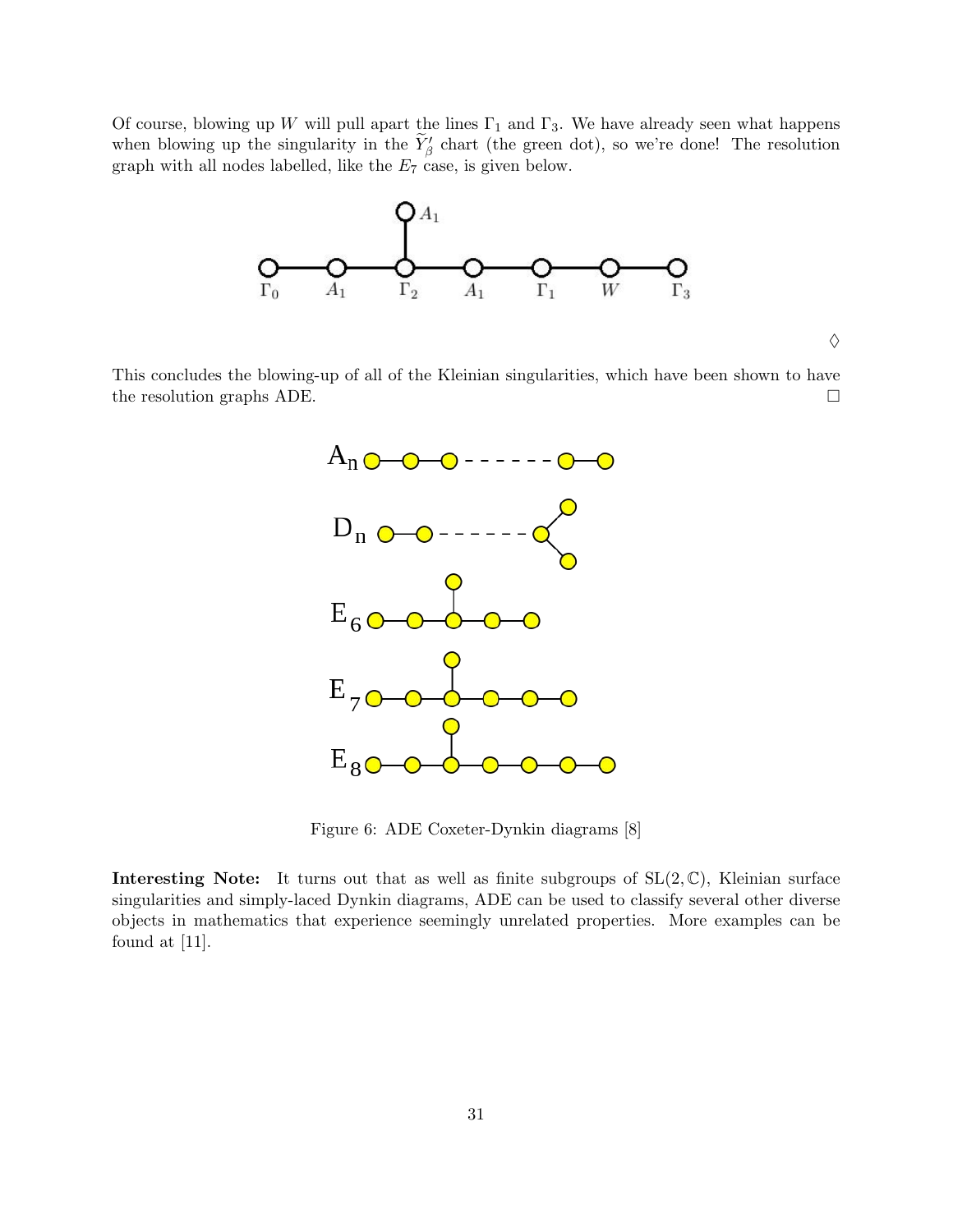Of course, blowing up $W$ will pull apart the lines $\Gamma_1$ and $\Gamma_3$. We have already seen what happens when blowing up the singularity in the $\widetilde{Y}'_\beta$ chart (the green dot), so we're done! The resolution graph with all nodes labelled, like the $E_7$ case, is given below.

$\Diamond$

This concludes the blowing-up of all of the Kleinian singularities, which have been shown to have the resolution graphs ADE. $\square$

Figure 6: ADE Coxeter-Dynkin diagrams [8]

**Interesting Note:** It turns out that as well as finite subgroups of $\mathrm{SL}(2, \mathbb{C})$, Kleinian surface singularities and simply-laced Dynkin diagrams, ADE can be used to classify several other diverse objects in mathematics that experience seemingly unrelated properties. More examples can be found at [11].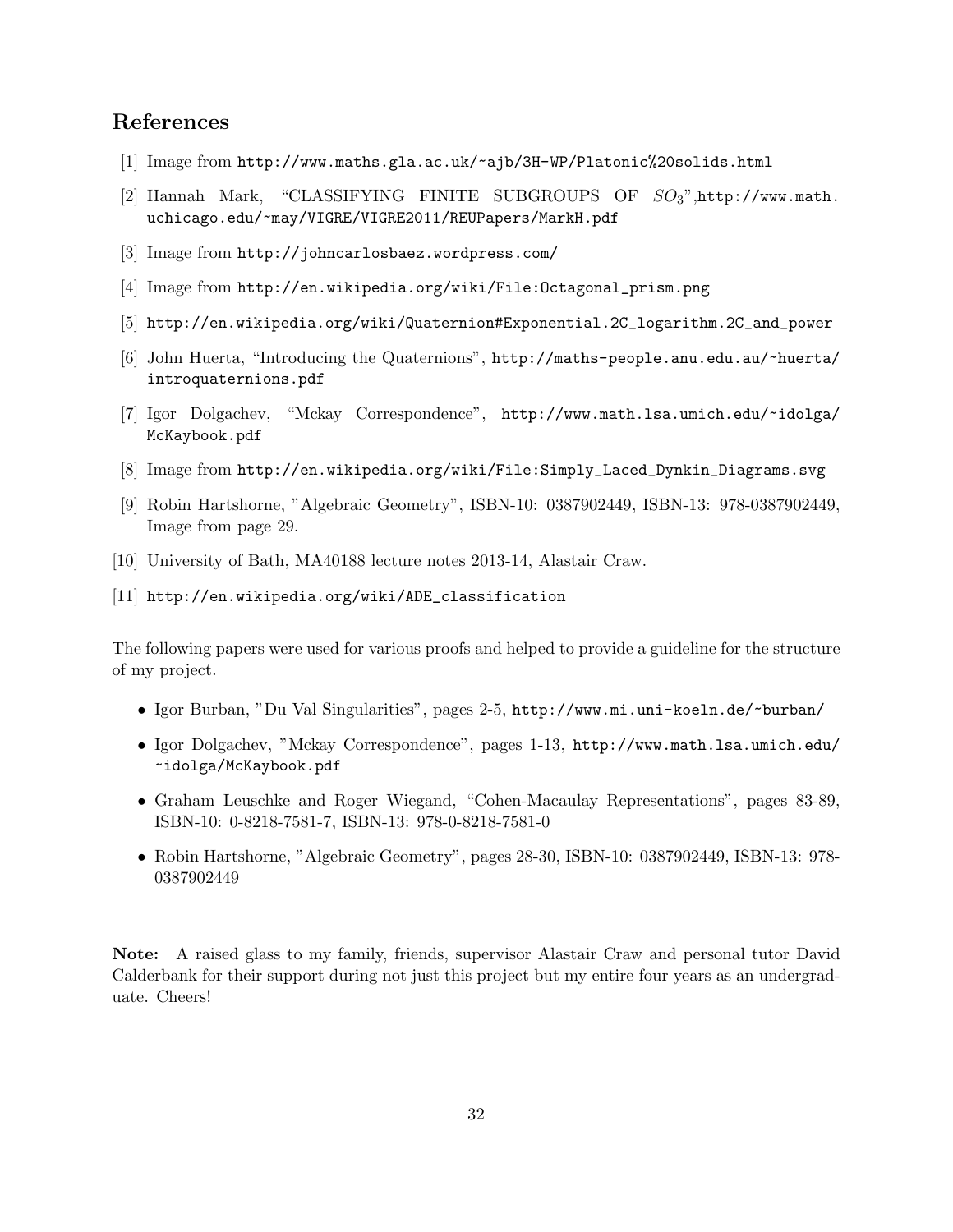## References

[1] Image from http://www.maths.gla.ac.uk/~ajb/3H-WP/Platonic%20solids.html

[2] Hannah Mark, "CLASSIFYING FINITE SUBGROUPS OF $SO_3$",http://www.math.uchicago.edu/~may/VIGRE/VIGRE2011/REUPapers/MarkH.pdf

[3] Image from http://johncarlosbaez.wordpress.com/

[4] Image from http://en.wikipedia.org/wiki/File:Octagonal_prism.png

[5] http://en.wikipedia.org/wiki/Quaternion#Exponential.2C_logarithm.2C_and_power

[6] John Huerta, "Introducing the Quaternions", http://maths-people.anu.edu.au/~huerta/introquaternions.pdf

[7] Igor Dolgachev, "Mckay Correspondence", http://www.math.lsa.umich.edu/~idolga/McKaybook.pdf

[8] Image from http://en.wikipedia.org/wiki/File:Simply_Laced_Dynkin_Diagrams.svg

[9] Robin Hartshorne, "Algebraic Geometry", ISBN-10: 0387902449, ISBN-13: 978-0387902449, Image from page 29.

[10] University of Bath, MA40188 lecture notes 2013-14, Alastair Craw.

[11] http://en.wikipedia.org/wiki/ADE_classification

The following papers were used for various proofs and helped to provide a guideline for the structure of my project.

- Igor Burban, "Du Val Singularities", pages 2-5, http://www.mi.uni-koeln.de/~burban/
- Igor Dolgachev, "Mckay Correspondence", pages 1-13, http://www.math.lsa.umich.edu/~idolga/McKaybook.pdf
- Graham Leuschke and Roger Wiegand, "Cohen-Macaulay Representations", pages 83-89, ISBN-10: 0-8218-7581-7, ISBN-13: 978-0-8218-7581-0
- Robin Hartshorne, "Algebraic Geometry", pages 28-30, ISBN-10: 0387902449, ISBN-13: 978-0387902449

**Note:** A raised glass to my family, friends, supervisor Alastair Craw and personal tutor David Calderbank for their support during not just this project but my entire four years as an undergraduate. Cheers!